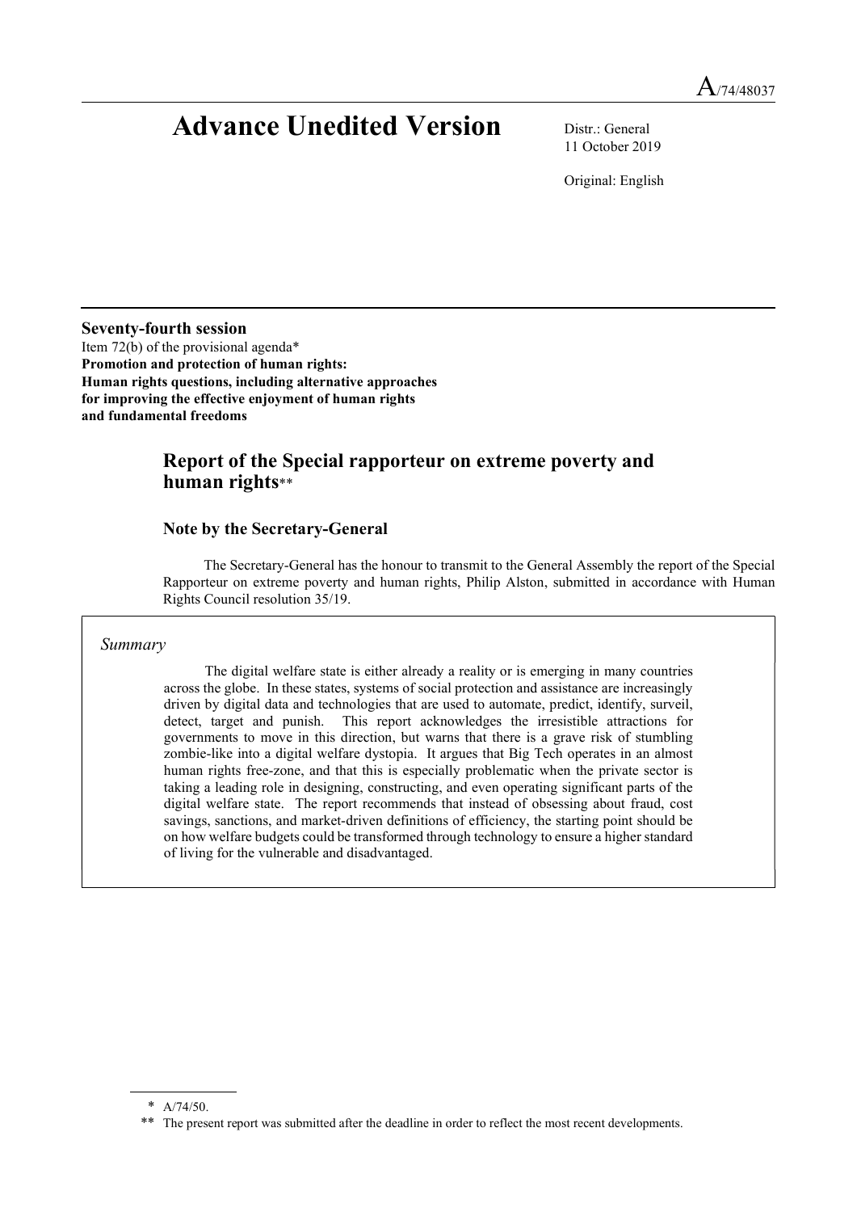A/74/48037

# Advance Unedited Version

Distr.: General
11 October 2019

Original: English

**Seventy-fourth session**
Item 72(b) of the provisional agenda*
**Promotion and protection of human rights: Human rights questions, including alternative approaches for improving the effective enjoyment of human rights and fundamental freedoms**

## Report of the Special rapporteur on extreme poverty and human rights**

### Note by the Secretary-General

The Secretary-General has the honour to transmit to the General Assembly the report of the Special Rapporteur on extreme poverty and human rights, Philip Alston, submitted in accordance with Human Rights Council resolution 35/19.

*Summary*

The digital welfare state is either already a reality or is emerging in many countries across the globe. In these states, systems of social protection and assistance are increasingly driven by digital data and technologies that are used to automate, predict, identify, surveil, detect, target and punish. This report acknowledges the irresistible attractions for governments to move in this direction, but warns that there is a grave risk of stumbling zombie-like into a digital welfare dystopia. It argues that Big Tech operates in an almost human rights free-zone, and that this is especially problematic when the private sector is taking a leading role in designing, constructing, and even operating significant parts of the digital welfare state. The report recommends that instead of obsessing about fraud, cost savings, sanctions, and market-driven definitions of efficiency, the starting point should be on how welfare budgets could be transformed through technology to ensure a higher standard of living for the vulnerable and disadvantaged.

---

\* A/74/50.

\*\* The present report was submitted after the deadline in order to reflect the most recent developments.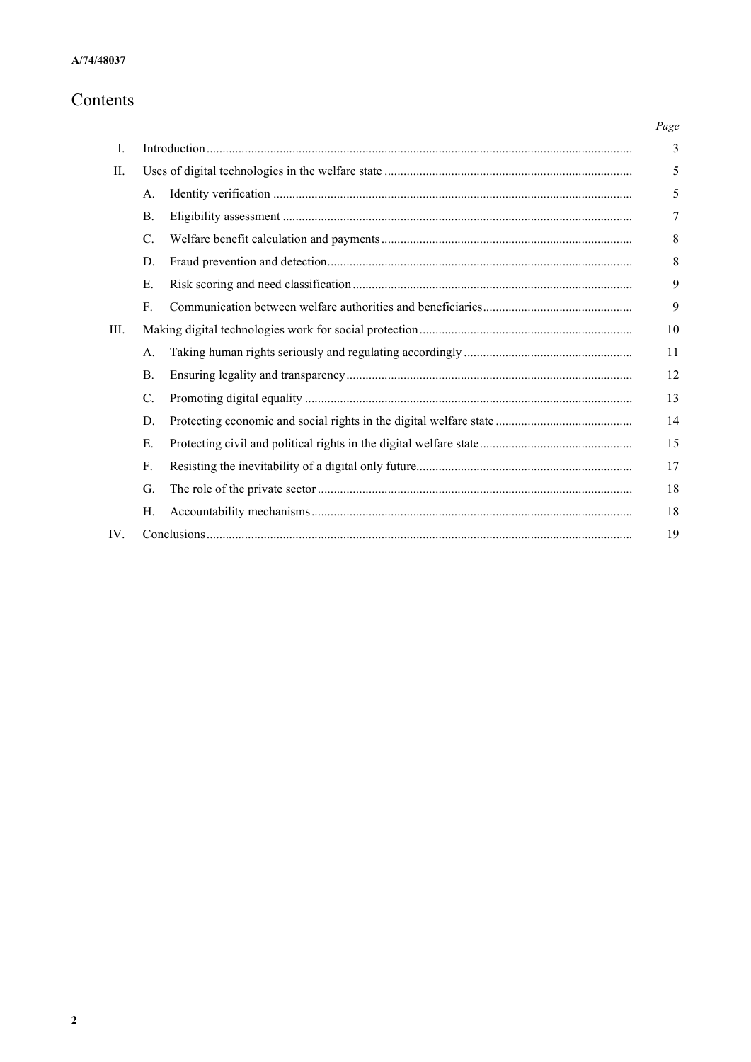# Contents

| | | | Page |
|---|---|---|---|
| I. | Introduction | | 3 |
| II. | Uses of digital technologies in the welfare state | | 5 |
| | A. | Identity verification | 5 |
| | B. | Eligibility assessment | 7 |
| | C. | Welfare benefit calculation and payments | 8 |
| | D. | Fraud prevention and detection | 8 |
| | E. | Risk scoring and need classification | 9 |
| | F. | Communication between welfare authorities and beneficiaries | 9 |
| III. | Making digital technologies work for social protection | | 10 |
| | A. | Taking human rights seriously and regulating accordingly | 11 |
| | B. | Ensuring legality and transparency | 12 |
| | C. | Promoting digital equality | 13 |
| | D. | Protecting economic and social rights in the digital welfare state | 14 |
| | E. | Protecting civil and political rights in the digital welfare state | 15 |
| | F. | Resisting the inevitability of a digital only future | 17 |
| | G. | The role of the private sector | 18 |
| | H. | Accountability mechanisms | 18 |
| IV. | Conclusions | | 19 |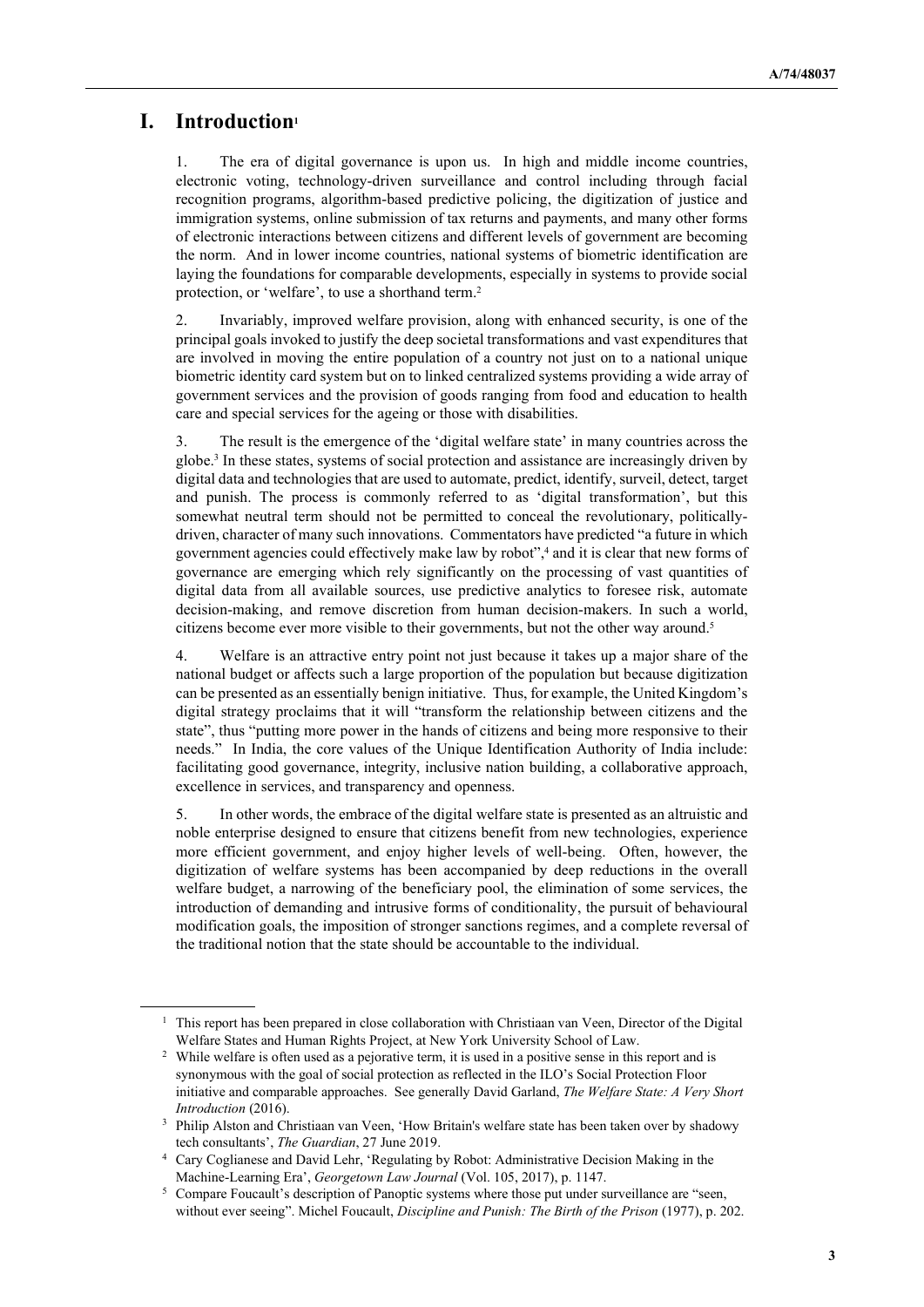# I. Introduction[1]

1. The era of digital governance is upon us. In high and middle income countries, electronic voting, technology-driven surveillance and control including through facial recognition programs, algorithm-based predictive policing, the digitization of justice and immigration systems, online submission of tax returns and payments, and many other forms of electronic interactions between citizens and different levels of government are becoming the norm. And in lower income countries, national systems of biometric identification are laying the foundations for comparable developments, especially in systems to provide social protection, or 'welfare', to use a shorthand term.[2]

2. Invariably, improved welfare provision, along with enhanced security, is one of the principal goals invoked to justify the deep societal transformations and vast expenditures that are involved in moving the entire population of a country not just on to a national unique biometric identity card system but on to linked centralized systems providing a wide array of government services and the provision of goods ranging from food and education to health care and special services for the ageing or those with disabilities.

3. The result is the emergence of the 'digital welfare state' in many countries across the globe.[3] In these states, systems of social protection and assistance are increasingly driven by digital data and technologies that are used to automate, predict, identify, surveil, detect, target and punish. The process is commonly referred to as 'digital transformation', but this somewhat neutral term should not be permitted to conceal the revolutionary, politically-driven, character of many such innovations. Commentators have predicted "a future in which government agencies could effectively make law by robot",[4] and it is clear that new forms of governance are emerging which rely significantly on the processing of vast quantities of digital data from all available sources, use predictive analytics to foresee risk, automate decision-making, and remove discretion from human decision-makers. In such a world, citizens become ever more visible to their governments, but not the other way around.[5]

4. Welfare is an attractive entry point not just because it takes up a major share of the national budget or affects such a large proportion of the population but because digitization can be presented as an essentially benign initiative. Thus, for example, the United Kingdom's digital strategy proclaims that it will "transform the relationship between citizens and the state", thus "putting more power in the hands of citizens and being more responsive to their needs." In India, the core values of the Unique Identification Authority of India include: facilitating good governance, integrity, inclusive nation building, a collaborative approach, excellence in services, and transparency and openness.

5. In other words, the embrace of the digital welfare state is presented as an altruistic and noble enterprise designed to ensure that citizens benefit from new technologies, experience more efficient government, and enjoy higher levels of well-being. Often, however, the digitization of welfare systems has been accompanied by deep reductions in the overall welfare budget, a narrowing of the beneficiary pool, the elimination of some services, the introduction of demanding and intrusive forms of conditionality, the pursuit of behavioural modification goals, the imposition of stronger sanctions regimes, and a complete reversal of the traditional notion that the state should be accountable to the individual.

---

[1] This report has been prepared in close collaboration with Christiaan van Veen, Director of the Digital Welfare States and Human Rights Project, at New York University School of Law.

[2] While welfare is often used as a pejorative term, it is used in a positive sense in this report and is synonymous with the goal of social protection as reflected in the ILO's Social Protection Floor initiative and comparable approaches. See generally David Garland, *The Welfare State: A Very Short Introduction* (2016).

[3] Philip Alston and Christiaan van Veen, 'How Britain's welfare state has been taken over by shadowy tech consultants', *The Guardian*, 27 June 2019.

[4] Cary Coglianese and David Lehr, 'Regulating by Robot: Administrative Decision Making in the Machine-Learning Era', *Georgetown Law Journal* (Vol. 105, 2017), p. 1147.

[5] Compare Foucault's description of Panoptic systems where those put under surveillance are "seen, without ever seeing". Michel Foucault, *Discipline and Punish: The Birth of the Prison* (1977), p. 202.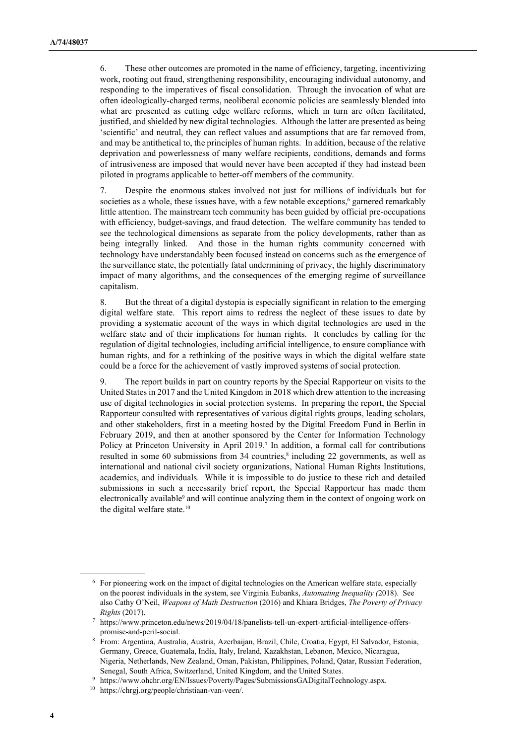6. These other outcomes are promoted in the name of efficiency, targeting, incentivizing work, rooting out fraud, strengthening responsibility, encouraging individual autonomy, and responding to the imperatives of fiscal consolidation. Through the invocation of what are often ideologically-charged terms, neoliberal economic policies are seamlessly blended into what are presented as cutting edge welfare reforms, which in turn are often facilitated, justified, and shielded by new digital technologies. Although the latter are presented as being 'scientific' and neutral, they can reflect values and assumptions that are far removed from, and may be antithetical to, the principles of human rights. In addition, because of the relative deprivation and powerlessness of many welfare recipients, conditions, demands and forms of intrusiveness are imposed that would never have been accepted if they had instead been piloted in programs applicable to better-off members of the community.

7. Despite the enormous stakes involved not just for millions of individuals but for societies as a whole, these issues have, with a few notable exceptions,[6] garnered remarkably little attention. The mainstream tech community has been guided by official pre-occupations with efficiency, budget-savings, and fraud detection. The welfare community has tended to see the technological dimensions as separate from the policy developments, rather than as being integrally linked. And those in the human rights community concerned with technology have understandably been focused instead on concerns such as the emergence of the surveillance state, the potentially fatal undermining of privacy, the highly discriminatory impact of many algorithms, and the consequences of the emerging regime of surveillance capitalism.

8. But the threat of a digital dystopia is especially significant in relation to the emerging digital welfare state. This report aims to redress the neglect of these issues to date by providing a systematic account of the ways in which digital technologies are used in the welfare state and of their implications for human rights. It concludes by calling for the regulation of digital technologies, including artificial intelligence, to ensure compliance with human rights, and for a rethinking of the positive ways in which the digital welfare state could be a force for the achievement of vastly improved systems of social protection.

9. The report builds in part on country reports by the Special Rapporteur on visits to the United States in 2017 and the United Kingdom in 2018 which drew attention to the increasing use of digital technologies in social protection systems. In preparing the report, the Special Rapporteur consulted with representatives of various digital rights groups, leading scholars, and other stakeholders, first in a meeting hosted by the Digital Freedom Fund in Berlin in February 2019, and then at another sponsored by the Center for Information Technology Policy at Princeton University in April 2019.[7] In addition, a formal call for contributions resulted in some 60 submissions from 34 countries,[8] including 22 governments, as well as international and national civil society organizations, National Human Rights Institutions, academics, and individuals. While it is impossible to do justice to these rich and detailed submissions in such a necessarily brief report, the Special Rapporteur has made them electronically available[9] and will continue analyzing them in the context of ongoing work on the digital welfare state.[10]

---

[6] For pioneering work on the impact of digital technologies on the American welfare state, especially on the poorest individuals in the system, see Virginia Eubanks, *Automating Inequality (*2018). See also Cathy O'Neil, *Weapons of Math Destruction* (2016) and Khiara Bridges, *The Poverty of Privacy Rights* (2017).

[7] https://www.princeton.edu/news/2019/04/18/panelists-tell-un-expert-artificial-intelligence-offers-promise-and-peril-social.

[8] From: Argentina, Australia, Austria, Azerbaijan, Brazil, Chile, Croatia, Egypt, El Salvador, Estonia, Germany, Greece, Guatemala, India, Italy, Ireland, Kazakhstan, Lebanon, Mexico, Nicaragua, Nigeria, Netherlands, New Zealand, Oman, Pakistan, Philippines, Poland, Qatar, Russian Federation, Senegal, South Africa, Switzerland, United Kingdom, and the United States.

[9] https://www.ohchr.org/EN/Issues/Poverty/Pages/SubmissionsGADigitalTechnology.aspx.

[10] https://chrgj.org/people/christiaan-van-veen/.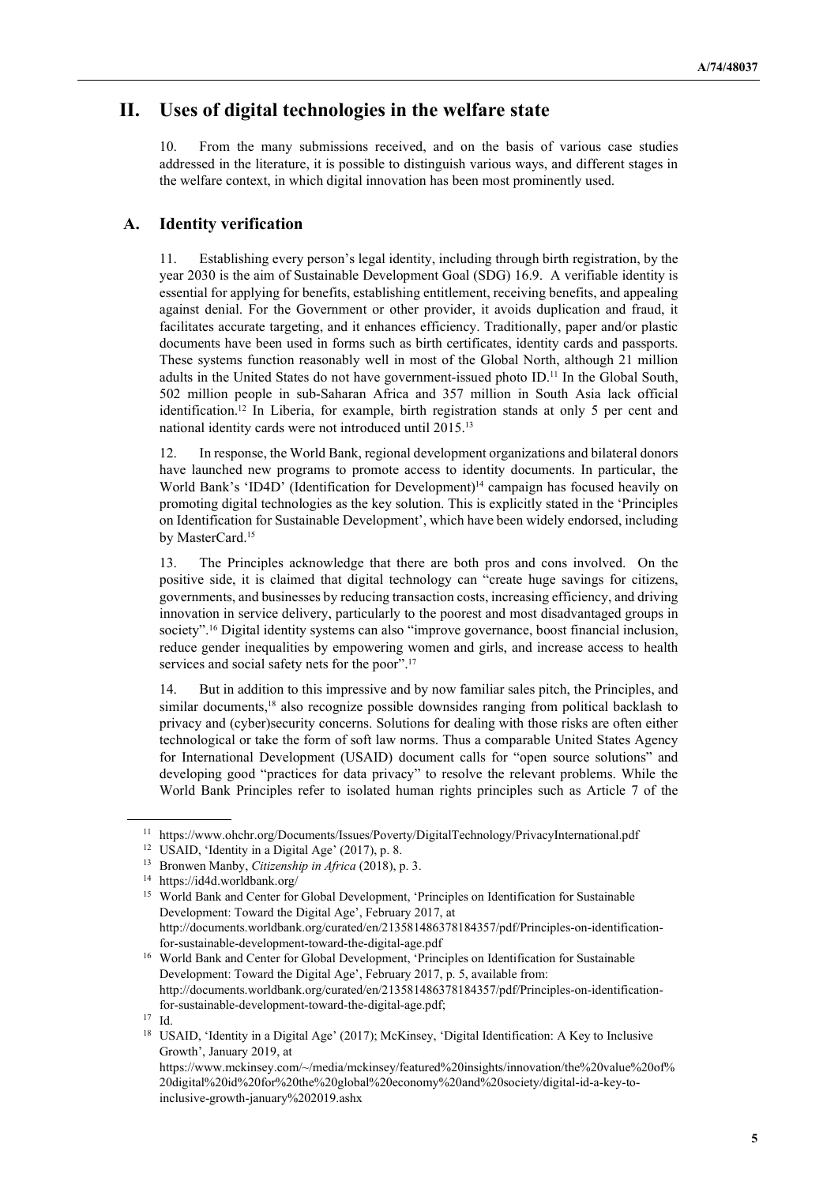## II. Uses of digital technologies in the welfare state

10. From the many submissions received, and on the basis of various case studies addressed in the literature, it is possible to distinguish various ways, and different stages in the welfare context, in which digital innovation has been most prominently used.

### A. Identity verification

11. Establishing every person's legal identity, including through birth registration, by the year 2030 is the aim of Sustainable Development Goal (SDG) 16.9. A verifiable identity is essential for applying for benefits, establishing entitlement, receiving benefits, and appealing against denial. For the Government or other provider, it avoids duplication and fraud, it facilitates accurate targeting, and it enhances efficiency. Traditionally, paper and/or plastic documents have been used in forms such as birth certificates, identity cards and passports. These systems function reasonably well in most of the Global North, although 21 million adults in the United States do not have government-issued photo ID.[11] In the Global South, 502 million people in sub-Saharan Africa and 357 million in South Asia lack official identification.[12] In Liberia, for example, birth registration stands at only 5 per cent and national identity cards were not introduced until 2015.[13]

12. In response, the World Bank, regional development organizations and bilateral donors have launched new programs to promote access to identity documents. In particular, the World Bank's 'ID4D' (Identification for Development)[14] campaign has focused heavily on promoting digital technologies as the key solution. This is explicitly stated in the 'Principles on Identification for Sustainable Development', which have been widely endorsed, including by MasterCard.[15]

13. The Principles acknowledge that there are both pros and cons involved. On the positive side, it is claimed that digital technology can "create huge savings for citizens, governments, and businesses by reducing transaction costs, increasing efficiency, and driving innovation in service delivery, particularly to the poorest and most disadvantaged groups in society".[16] Digital identity systems can also "improve governance, boost financial inclusion, reduce gender inequalities by empowering women and girls, and increase access to health services and social safety nets for the poor".[17]

14. But in addition to this impressive and by now familiar sales pitch, the Principles, and similar documents,[18] also recognize possible downsides ranging from political backlash to privacy and (cyber)security concerns. Solutions for dealing with those risks are often either technological or take the form of soft law norms. Thus a comparable United States Agency for International Development (USAID) document calls for "open source solutions" and developing good "practices for data privacy" to resolve the relevant problems. While the World Bank Principles refer to isolated human rights principles such as Article 7 of the

---

[11] https://www.ohchr.org/Documents/Issues/Poverty/DigitalTechnology/PrivacyInternational.pdf

[12] USAID, 'Identity in a Digital Age' (2017), p. 8.

[13] Bronwen Manby, *Citizenship in Africa* (2018), p. 3.

[14] https://id4d.worldbank.org/

[15] World Bank and Center for Global Development, 'Principles on Identification for Sustainable Development: Toward the Digital Age', February 2017, at http://documents.worldbank.org/curated/en/213581486378184357/pdf/Principles-on-identification-for-sustainable-development-toward-the-digital-age.pdf

[16] World Bank and Center for Global Development, 'Principles on Identification for Sustainable Development: Toward the Digital Age', February 2017, p. 5, available from: http://documents.worldbank.org/curated/en/213581486378184357/pdf/Principles-on-identification-for-sustainable-development-toward-the-digital-age.pdf;

[17] Id.

[18] USAID, 'Identity in a Digital Age' (2017); McKinsey, 'Digital Identification: A Key to Inclusive Growth', January 2019, at https://www.mckinsey.com/~/media/mckinsey/featured%20insights/innovation/the%20value%20of%20digital%20id%20for%20the%20global%20economy%20and%20society/digital-id-a-key-to-inclusive-growth-january%202019.ashx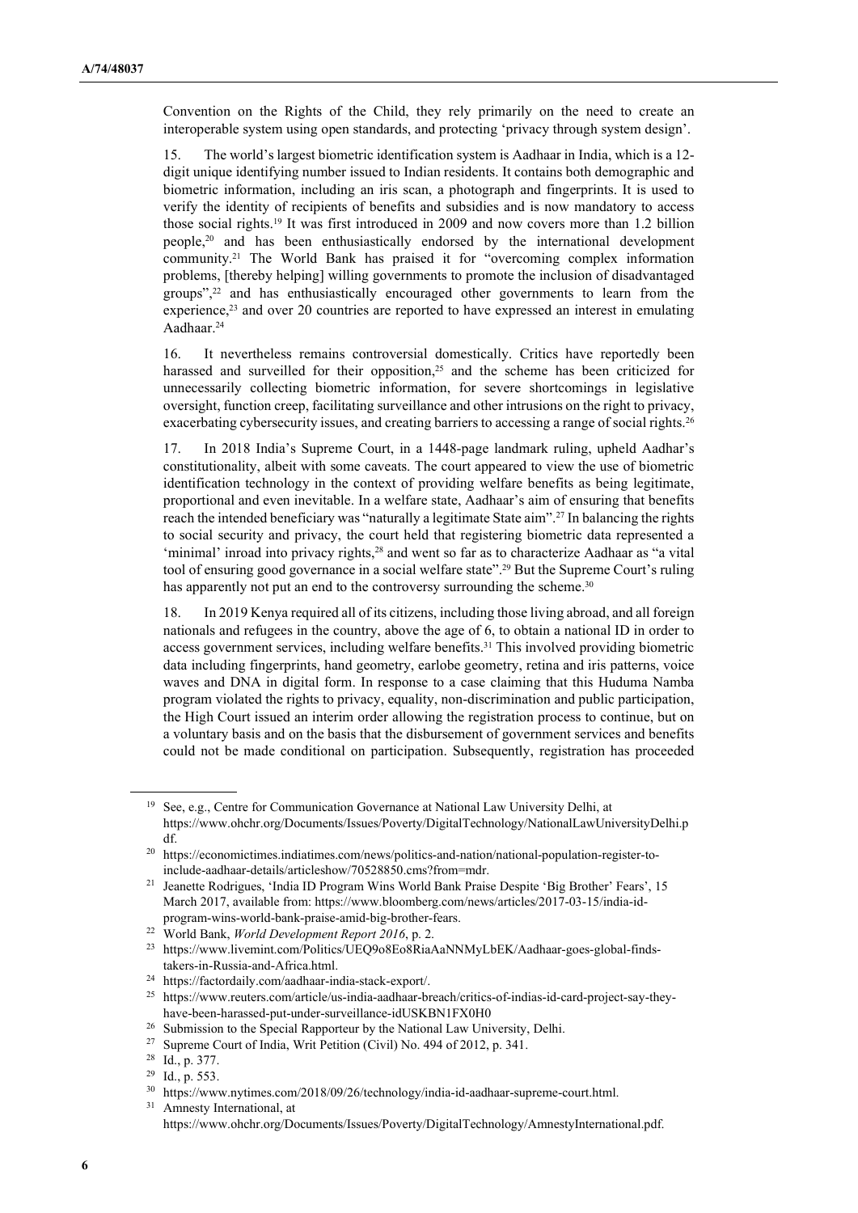Convention on the Rights of the Child, they rely primarily on the need to create an interoperable system using open standards, and protecting 'privacy through system design'.

15. The world's largest biometric identification system is Aadhaar in India, which is a 12-digit unique identifying number issued to Indian residents. It contains both demographic and biometric information, including an iris scan, a photograph and fingerprints. It is used to verify the identity of recipients of benefits and subsidies and is now mandatory to access those social rights.[19] It was first introduced in 2009 and now covers more than 1.2 billion people,[20] and has been enthusiastically endorsed by the international development community.[21] The World Bank has praised it for "overcoming complex information problems, [thereby helping] willing governments to promote the inclusion of disadvantaged groups",[22] and has enthusiastically encouraged other governments to learn from the experience,[23] and over 20 countries are reported to have expressed an interest in emulating Aadhaar.[24]

16. It nevertheless remains controversial domestically. Critics have reportedly been harassed and surveilled for their opposition,[25] and the scheme has been criticized for unnecessarily collecting biometric information, for severe shortcomings in legislative oversight, function creep, facilitating surveillance and other intrusions on the right to privacy, exacerbating cybersecurity issues, and creating barriers to accessing a range of social rights.[26]

17. In 2018 India's Supreme Court, in a 1448-page landmark ruling, upheld Aadhar's constitutionality, albeit with some caveats. The court appeared to view the use of biometric identification technology in the context of providing welfare benefits as being legitimate, proportional and even inevitable. In a welfare state, Aadhaar's aim of ensuring that benefits reach the intended beneficiary was "naturally a legitimate State aim".[27] In balancing the rights to social security and privacy, the court held that registering biometric data represented a 'minimal' inroad into privacy rights,[28] and went so far as to characterize Aadhaar as "a vital tool of ensuring good governance in a social welfare state".[29] But the Supreme Court's ruling has apparently not put an end to the controversy surrounding the scheme.[30]

18. In 2019 Kenya required all of its citizens, including those living abroad, and all foreign nationals and refugees in the country, above the age of 6, to obtain a national ID in order to access government services, including welfare benefits.[31] This involved providing biometric data including fingerprints, hand geometry, earlobe geometry, retina and iris patterns, voice waves and DNA in digital form. In response to a case claiming that this Huduma Namba program violated the rights to privacy, equality, non-discrimination and public participation, the High Court issued an interim order allowing the registration process to continue, but on a voluntary basis and on the basis that the disbursement of government services and benefits could not be made conditional on participation. Subsequently, registration has proceeded

---

[19] See, e.g., Centre for Communication Governance at National Law University Delhi, at https://www.ohchr.org/Documents/Issues/Poverty/DigitalTechnology/NationalLawUniversityDelhi.pdf.

[20] https://economictimes.indiatimes.com/news/politics-and-nation/national-population-register-to-include-aadhaar-details/articleshow/70528850.cms?from=mdr.

[21] Jeanette Rodrigues, 'India ID Program Wins World Bank Praise Despite 'Big Brother' Fears', 15 March 2017, available from: https://www.bloomberg.com/news/articles/2017-03-15/india-id-program-wins-world-bank-praise-amid-big-brother-fears.

[22] World Bank, *World Development Report 2016*, p. 2.

[23] https://www.livemint.com/Politics/UEQ9o8Eo8RiaAaNNMyLbEK/Aadhaar-goes-global-finds-takers-in-Russia-and-Africa.html.

[24] https://factordaily.com/aadhaar-india-stack-export/.

[25] https://www.reuters.com/article/us-india-aadhaar-breach/critics-of-indias-id-card-project-say-they-have-been-harassed-put-under-surveillance-idUSKBN1FX0H0

[26] Submission to the Special Rapporteur by the National Law University, Delhi.

[27] Supreme Court of India, Writ Petition (Civil) No. 494 of 2012, p. 341.

[28] Id., p. 377.

[29] Id., p. 553.

[30] https://www.nytimes.com/2018/09/26/technology/india-id-aadhaar-supreme-court.html.

[31] Amnesty International, at https://www.ohchr.org/Documents/Issues/Poverty/DigitalTechnology/AmnestyInternational.pdf.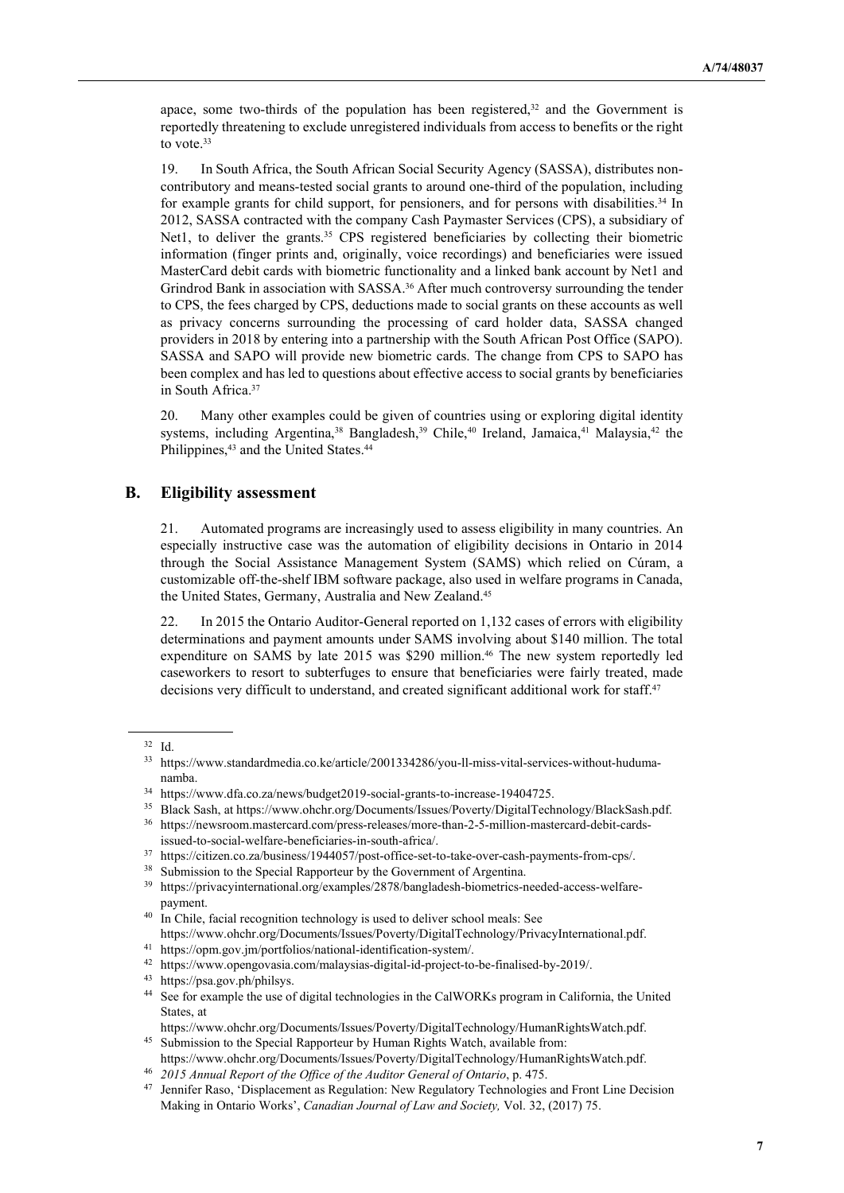apace, some two-thirds of the population has been registered,[32] and the Government is reportedly threatening to exclude unregistered individuals from access to benefits or the right to vote.[33]

19. In South Africa, the South African Social Security Agency (SASSA), distributes non-contributory and means-tested social grants to around one-third of the population, including for example grants for child support, for pensioners, and for persons with disabilities.[34] In 2012, SASSA contracted with the company Cash Paymaster Services (CPS), a subsidiary of Net1, to deliver the grants.[35] CPS registered beneficiaries by collecting their biometric information (finger prints and, originally, voice recordings) and beneficiaries were issued MasterCard debit cards with biometric functionality and a linked bank account by Net1 and Grindrod Bank in association with SASSA.[36] After much controversy surrounding the tender to CPS, the fees charged by CPS, deductions made to social grants on these accounts as well as privacy concerns surrounding the processing of card holder data, SASSA changed providers in 2018 by entering into a partnership with the South African Post Office (SAPO). SASSA and SAPO will provide new biometric cards. The change from CPS to SAPO has been complex and has led to questions about effective access to social grants by beneficiaries in South Africa.[37]

20. Many other examples could be given of countries using or exploring digital identity systems, including Argentina,[38] Bangladesh,[39] Chile,[40] Ireland, Jamaica,[41] Malaysia,[42] the Philippines,[43] and the United States.[44]

## B. Eligibility assessment

21. Automated programs are increasingly used to assess eligibility in many countries. An especially instructive case was the automation of eligibility decisions in Ontario in 2014 through the Social Assistance Management System (SAMS) which relied on Cúram, a customizable off-the-shelf IBM software package, also used in welfare programs in Canada, the United States, Germany, Australia and New Zealand.[45]

22. In 2015 the Ontario Auditor-General reported on 1,132 cases of errors with eligibility determinations and payment amounts under SAMS involving about $140 million. The total expenditure on SAMS by late 2015 was $290 million.[46] The new system reportedly led caseworkers to resort to subterfuges to ensure that beneficiaries were fairly treated, made decisions very difficult to understand, and created significant additional work for staff.[47]

---

[32] Id.

[33] https://www.standardmedia.co.ke/article/2001334286/you-ll-miss-vital-services-without-huduma-namba.

[34] https://www.dfa.co.za/news/budget2019-social-grants-to-increase-19404725.

[35] Black Sash, at https://www.ohchr.org/Documents/Issues/Poverty/DigitalTechnology/BlackSash.pdf.

[36] https://newsroom.mastercard.com/press-releases/more-than-2-5-million-mastercard-debit-cards-issued-to-social-welfare-beneficiaries-in-south-africa/.

[37] https://citizen.co.za/business/1944057/post-office-set-to-take-over-cash-payments-from-cps/.

[38] Submission to the Special Rapporteur by the Government of Argentina.

[39] https://privacyinternational.org/examples/2878/bangladesh-biometrics-needed-access-welfare-payment.

[40] In Chile, facial recognition technology is used to deliver school meals: See https://www.ohchr.org/Documents/Issues/Poverty/DigitalTechnology/PrivacyInternational.pdf.

[41] https://opm.gov.jm/portfolios/national-identification-system/.

[42] https://www.opengovasia.com/malaysias-digital-id-project-to-be-finalised-by-2019/.

[43] https://psa.gov.ph/philsys.

[44] See for example the use of digital technologies in the CalWORKs program in California, the United States, at https://www.ohchr.org/Documents/Issues/Poverty/DigitalTechnology/HumanRightsWatch.pdf.

[45] Submission to the Special Rapporteur by Human Rights Watch, available from: https://www.ohchr.org/Documents/Issues/Poverty/DigitalTechnology/HumanRightsWatch.pdf.

[46] *2015 Annual Report of the Office of the Auditor General of Ontario*, p. 475.

[47] Jennifer Raso, 'Displacement as Regulation: New Regulatory Technologies and Front Line Decision Making in Ontario Works', *Canadian Journal of Law and Society,* Vol. 32, (2017) 75.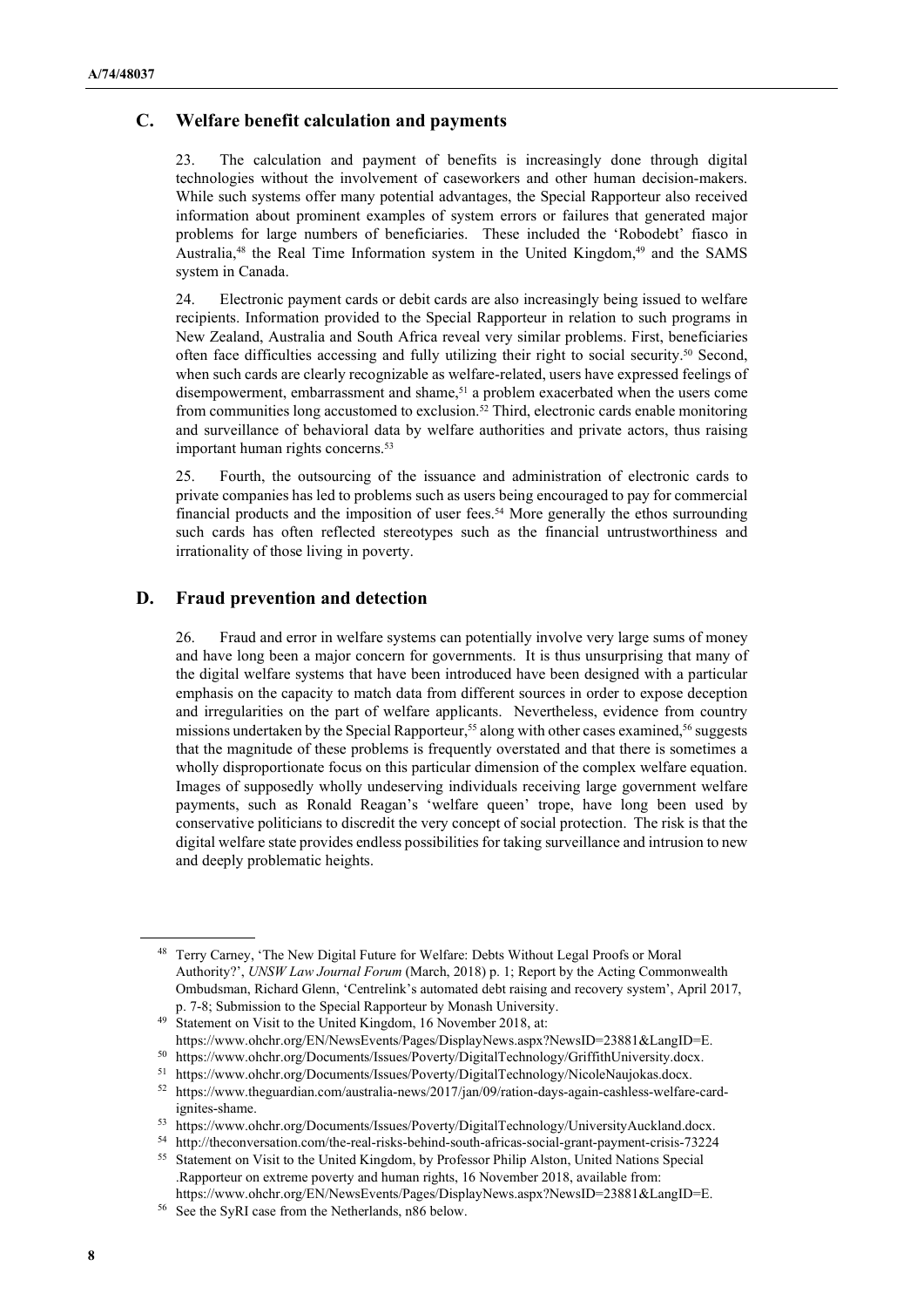## C. Welfare benefit calculation and payments

23. The calculation and payment of benefits is increasingly done through digital technologies without the involvement of caseworkers and other human decision-makers. While such systems offer many potential advantages, the Special Rapporteur also received information about prominent examples of system errors or failures that generated major problems for large numbers of beneficiaries. These included the 'Robodebt' fiasco in Australia,[48] the Real Time Information system in the United Kingdom,[49] and the SAMS system in Canada.

24. Electronic payment cards or debit cards are also increasingly being issued to welfare recipients. Information provided to the Special Rapporteur in relation to such programs in New Zealand, Australia and South Africa reveal very similar problems. First, beneficiaries often face difficulties accessing and fully utilizing their right to social security.[50] Second, when such cards are clearly recognizable as welfare-related, users have expressed feelings of disempowerment, embarrassment and shame,[51] a problem exacerbated when the users come from communities long accustomed to exclusion.[52] Third, electronic cards enable monitoring and surveillance of behavioral data by welfare authorities and private actors, thus raising important human rights concerns.[53]

25. Fourth, the outsourcing of the issuance and administration of electronic cards to private companies has led to problems such as users being encouraged to pay for commercial financial products and the imposition of user fees.[54] More generally the ethos surrounding such cards has often reflected stereotypes such as the financial untrustworthiness and irrationality of those living in poverty.

## D. Fraud prevention and detection

26. Fraud and error in welfare systems can potentially involve very large sums of money and have long been a major concern for governments. It is thus unsurprising that many of the digital welfare systems that have been introduced have been designed with a particular emphasis on the capacity to match data from different sources in order to expose deception and irregularities on the part of welfare applicants. Nevertheless, evidence from country missions undertaken by the Special Rapporteur,[55] along with other cases examined,[56] suggests that the magnitude of these problems is frequently overstated and that there is sometimes a wholly disproportionate focus on this particular dimension of the complex welfare equation. Images of supposedly wholly undeserving individuals receiving large government welfare payments, such as Ronald Reagan's 'welfare queen' trope, have long been used by conservative politicians to discredit the very concept of social protection. The risk is that the digital welfare state provides endless possibilities for taking surveillance and intrusion to new and deeply problematic heights.

---

[48] Terry Carney, 'The New Digital Future for Welfare: Debts Without Legal Proofs or Moral Authority?', *UNSW Law Journal Forum* (March, 2018) p. 1; Report by the Acting Commonwealth Ombudsman, Richard Glenn, 'Centrelink's automated debt raising and recovery system', April 2017, p. 7-8; Submission to the Special Rapporteur by Monash University.

[49] Statement on Visit to the United Kingdom, 16 November 2018, at: https://www.ohchr.org/EN/NewsEvents/Pages/DisplayNews.aspx?NewsID=23881&LangID=E.

[50] https://www.ohchr.org/Documents/Issues/Poverty/DigitalTechnology/GriffithUniversity.docx.

[51] https://www.ohchr.org/Documents/Issues/Poverty/DigitalTechnology/NicoleNaujokas.docx.

[52] https://www.theguardian.com/australia-news/2017/jan/09/ration-days-again-cashless-welfare-card-ignites-shame.

[53] https://www.ohchr.org/Documents/Issues/Poverty/DigitalTechnology/UniversityAuckland.docx.

[54] http://theconversation.com/the-real-risks-behind-south-africas-social-grant-payment-crisis-73224

[55] Statement on Visit to the United Kingdom, by Professor Philip Alston, United Nations Special .Rapporteur on extreme poverty and human rights, 16 November 2018, available from: https://www.ohchr.org/EN/NewsEvents/Pages/DisplayNews.aspx?NewsID=23881&LangID=E.

[56] See the SyRI case from the Netherlands, n86 below.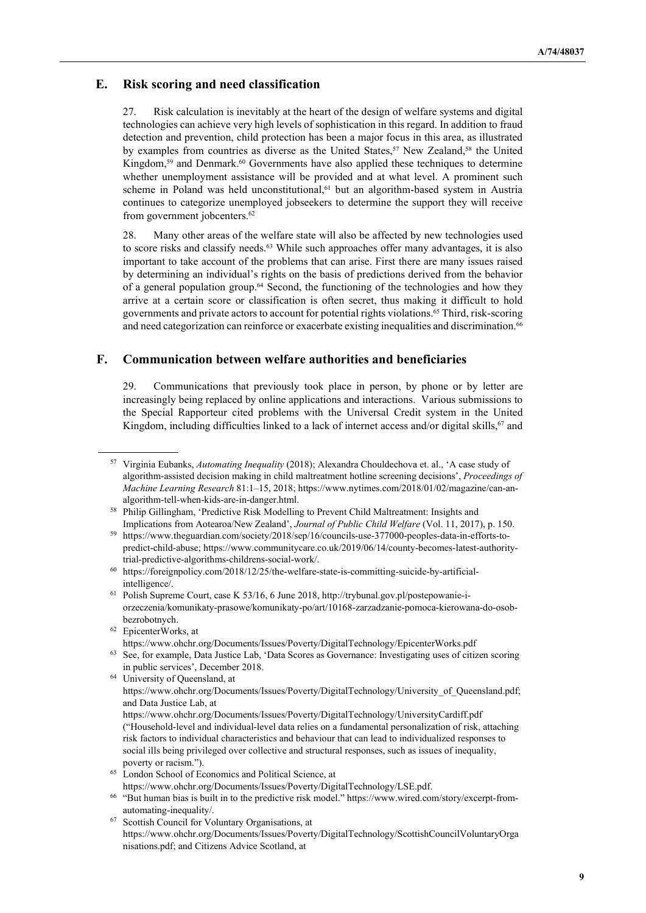## E. Risk scoring and need classification

27. Risk calculation is inevitably at the heart of the design of welfare systems and digital technologies can achieve very high levels of sophistication in this regard. In addition to fraud detection and prevention, child protection has been a major focus in this area, as illustrated by examples from countries as diverse as the United States,[57] New Zealand,[58] the United Kingdom,[59] and Denmark.[60] Governments have also applied these techniques to determine whether unemployment assistance will be provided and at what level. A prominent such scheme in Poland was held unconstitutional,[61] but an algorithm-based system in Austria continues to categorize unemployed jobseekers to determine the support they will receive from government jobcenters.[62]

28. Many other areas of the welfare state will also be affected by new technologies used to score risks and classify needs.[63] While such approaches offer many advantages, it is also important to take account of the problems that can arise. First there are many issues raised by determining an individual's rights on the basis of predictions derived from the behavior of a general population group.[64] Second, the functioning of the technologies and how they arrive at a certain score or classification is often secret, thus making it difficult to hold governments and private actors to account for potential rights violations.[65] Third, risk-scoring and need categorization can reinforce or exacerbate existing inequalities and discrimination.[66]

## F. Communication between welfare authorities and beneficiaries

29. Communications that previously took place in person, by phone or by letter are increasingly being replaced by online applications and interactions. Various submissions to the Special Rapporteur cited problems with the Universal Credit system in the United Kingdom, including difficulties linked to a lack of internet access and/or digital skills,[67] and

---

[57] Virginia Eubanks, *Automating Inequality* (2018); Alexandra Chouldechova et. al., 'A case study of algorithm-assisted decision making in child maltreatment hotline screening decisions', *Proceedings of Machine Learning Research* 81:1–15, 2018; https://www.nytimes.com/2018/01/02/magazine/can-an-algorithm-tell-when-kids-are-in-danger.html.

[58] Philip Gillingham, 'Predictive Risk Modelling to Prevent Child Maltreatment: Insights and Implications from Aotearoa/New Zealand', *Journal of Public Child Welfare* (Vol. 11, 2017), p. 150.

[59] https://www.theguardian.com/society/2018/sep/16/councils-use-377000-peoples-data-in-efforts-to-predict-child-abuse; https://www.communitycare.co.uk/2019/06/14/county-becomes-latest-authority-trial-predictive-algorithms-childrens-social-work/.

[60] https://foreignpolicy.com/2018/12/25/the-welfare-state-is-committing-suicide-by-artificial-intelligence/.

[61] Polish Supreme Court, case K 53/16, 6 June 2018, http://trybunal.gov.pl/postepowanie-i-orzeczenia/komunikaty-prasowe/komunikaty-po/art/10168-zarzadzanie-pomoca-kierowana-do-osob-bezrobotnych.

[62] EpicenterWorks, at https://www.ohchr.org/Documents/Issues/Poverty/DigitalTechnology/EpicenterWorks.pdf

[63] See, for example, Data Justice Lab, 'Data Scores as Governance: Investigating uses of citizen scoring in public services', December 2018.

[64] University of Queensland, at https://www.ohchr.org/Documents/Issues/Poverty/DigitalTechnology/University_of_Queensland.pdf; and Data Justice Lab, at https://www.ohchr.org/Documents/Issues/Poverty/DigitalTechnology/UniversityCardiff.pdf ("Household-level and individual-level data relies on a fundamental personalization of risk, attaching risk factors to individual characteristics and behaviour that can lead to individualized responses to social ills being privileged over collective and structural responses, such as issues of inequality, poverty or racism.").

[65] London School of Economics and Political Science, at https://www.ohchr.org/Documents/Issues/Poverty/DigitalTechnology/LSE.pdf.

[66] "But human bias is built in to the predictive risk model." https://www.wired.com/story/excerpt-from-automating-inequality/.

[67] Scottish Council for Voluntary Organisations, at https://www.ohchr.org/Documents/Issues/Poverty/DigitalTechnology/ScottishCouncilVoluntaryOrganisations.pdf; and Citizens Advice Scotland, at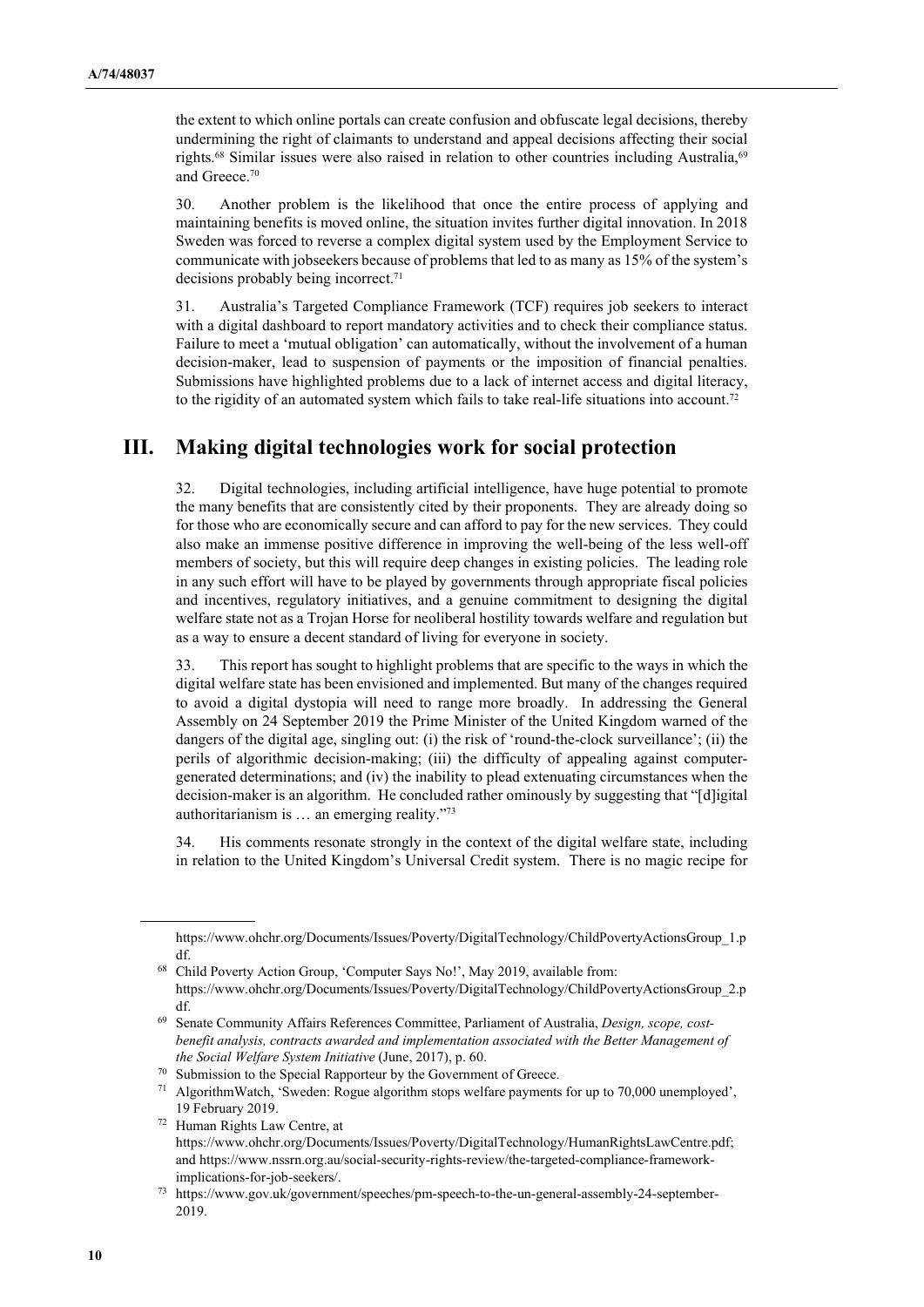the extent to which online portals can create confusion and obfuscate legal decisions, thereby undermining the right of claimants to understand and appeal decisions affecting their social rights.[68] Similar issues were also raised in relation to other countries including Australia,[69] and Greece.[70]

30. Another problem is the likelihood that once the entire process of applying and maintaining benefits is moved online, the situation invites further digital innovation. In 2018 Sweden was forced to reverse a complex digital system used by the Employment Service to communicate with jobseekers because of problems that led to as many as 15% of the system's decisions probably being incorrect.[71]

31. Australia's Targeted Compliance Framework (TCF) requires job seekers to interact with a digital dashboard to report mandatory activities and to check their compliance status. Failure to meet a 'mutual obligation' can automatically, without the involvement of a human decision-maker, lead to suspension of payments or the imposition of financial penalties. Submissions have highlighted problems due to a lack of internet access and digital literacy, to the rigidity of an automated system which fails to take real-life situations into account.[72]

## III. Making digital technologies work for social protection

32. Digital technologies, including artificial intelligence, have huge potential to promote the many benefits that are consistently cited by their proponents. They are already doing so for those who are economically secure and can afford to pay for the new services. They could also make an immense positive difference in improving the well-being of the less well-off members of society, but this will require deep changes in existing policies. The leading role in any such effort will have to be played by governments through appropriate fiscal policies and incentives, regulatory initiatives, and a genuine commitment to designing the digital welfare state not as a Trojan Horse for neoliberal hostility towards welfare and regulation but as a way to ensure a decent standard of living for everyone in society.

33. This report has sought to highlight problems that are specific to the ways in which the digital welfare state has been envisioned and implemented. But many of the changes required to avoid a digital dystopia will need to range more broadly. In addressing the General Assembly on 24 September 2019 the Prime Minister of the United Kingdom warned of the dangers of the digital age, singling out: (i) the risk of 'round-the-clock surveillance'; (ii) the perils of algorithmic decision-making; (iii) the difficulty of appealing against computer-generated determinations; and (iv) the inability to plead extenuating circumstances when the decision-maker is an algorithm. He concluded rather ominously by suggesting that "[d]igital authoritarianism is … an emerging reality."[73]

34. His comments resonate strongly in the context of the digital welfare state, including in relation to the United Kingdom's Universal Credit system. There is no magic recipe for

---

https://www.ohchr.org/Documents/Issues/Poverty/DigitalTechnology/ChildPovertyActionsGroup_1.pdf.

[68] Child Poverty Action Group, 'Computer Says No!', May 2019, available from: https://www.ohchr.org/Documents/Issues/Poverty/DigitalTechnology/ChildPovertyActionsGroup_2.pdf.

[69] Senate Community Affairs References Committee, Parliament of Australia, *Design, scope, cost-benefit analysis, contracts awarded and implementation associated with the Better Management of the Social Welfare System Initiative* (June, 2017), p. 60.

[70] Submission to the Special Rapporteur by the Government of Greece.

[71] AlgorithmWatch, 'Sweden: Rogue algorithm stops welfare payments for up to 70,000 unemployed', 19 February 2019.

[72] Human Rights Law Centre, at https://www.ohchr.org/Documents/Issues/Poverty/DigitalTechnology/HumanRightsLawCentre.pdf; and https://www.nssrn.org.au/social-security-rights-review/the-targeted-compliance-framework-implications-for-job-seekers/.

[73] https://www.gov.uk/government/speeches/pm-speech-to-the-un-general-assembly-24-september-2019.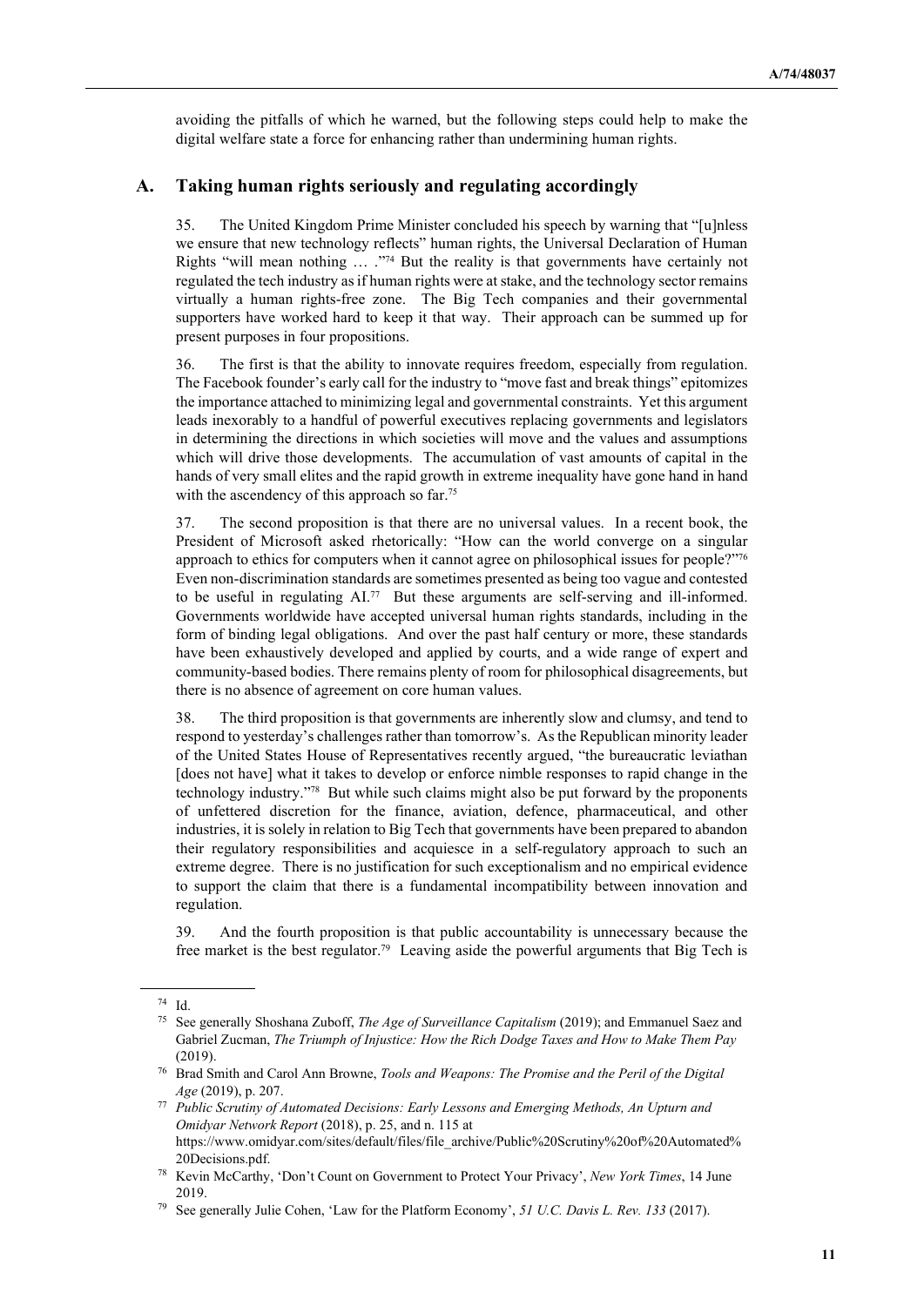avoiding the pitfalls of which he warned, but the following steps could help to make the digital welfare state a force for enhancing rather than undermining human rights.

## A. Taking human rights seriously and regulating accordingly

35. The United Kingdom Prime Minister concluded his speech by warning that "[u]nless we ensure that new technology reflects" human rights, the Universal Declaration of Human Rights "will mean nothing … ."[74] But the reality is that governments have certainly not regulated the tech industry as if human rights were at stake, and the technology sector remains virtually a human rights-free zone. The Big Tech companies and their governmental supporters have worked hard to keep it that way. Their approach can be summed up for present purposes in four propositions.

36. The first is that the ability to innovate requires freedom, especially from regulation. The Facebook founder's early call for the industry to "move fast and break things" epitomizes the importance attached to minimizing legal and governmental constraints. Yet this argument leads inexorably to a handful of powerful executives replacing governments and legislators in determining the directions in which societies will move and the values and assumptions which will drive those developments. The accumulation of vast amounts of capital in the hands of very small elites and the rapid growth in extreme inequality have gone hand in hand with the ascendency of this approach so far.[75]

37. The second proposition is that there are no universal values. In a recent book, the President of Microsoft asked rhetorically: "How can the world converge on a singular approach to ethics for computers when it cannot agree on philosophical issues for people?"[76] Even non-discrimination standards are sometimes presented as being too vague and contested to be useful in regulating AI.[77] But these arguments are self-serving and ill-informed. Governments worldwide have accepted universal human rights standards, including in the form of binding legal obligations. And over the past half century or more, these standards have been exhaustively developed and applied by courts, and a wide range of expert and community-based bodies. There remains plenty of room for philosophical disagreements, but there is no absence of agreement on core human values.

38. The third proposition is that governments are inherently slow and clumsy, and tend to respond to yesterday's challenges rather than tomorrow's. As the Republican minority leader of the United States House of Representatives recently argued, "the bureaucratic leviathan [does not have] what it takes to develop or enforce nimble responses to rapid change in the technology industry."[78] But while such claims might also be put forward by the proponents of unfettered discretion for the finance, aviation, defence, pharmaceutical, and other industries, it is solely in relation to Big Tech that governments have been prepared to abandon their regulatory responsibilities and acquiesce in a self-regulatory approach to such an extreme degree. There is no justification for such exceptionalism and no empirical evidence to support the claim that there is a fundamental incompatibility between innovation and regulation.

39. And the fourth proposition is that public accountability is unnecessary because the free market is the best regulator.[79] Leaving aside the powerful arguments that Big Tech is

---

[74] Id.

[75] See generally Shoshana Zuboff, *The Age of Surveillance Capitalism* (2019); and Emmanuel Saez and Gabriel Zucman, *The Triumph of Injustice: How the Rich Dodge Taxes and How to Make Them Pay* (2019).

[76] Brad Smith and Carol Ann Browne, *Tools and Weapons: The Promise and the Peril of the Digital Age* (2019), p. 207.

[77] *Public Scrutiny of Automated Decisions: Early Lessons and Emerging Methods, An Upturn and Omidyar Network Report* (2018), p. 25, and n. 115 at https://www.omidyar.com/sites/default/files/file_archive/Public%20Scrutiny%20of%20Automated%20Decisions.pdf.

[78] Kevin McCarthy, 'Don't Count on Government to Protect Your Privacy', *New York Times*, 14 June 2019.

[79] See generally Julie Cohen, 'Law for the Platform Economy', *51 U.C. Davis L. Rev. 133* (2017).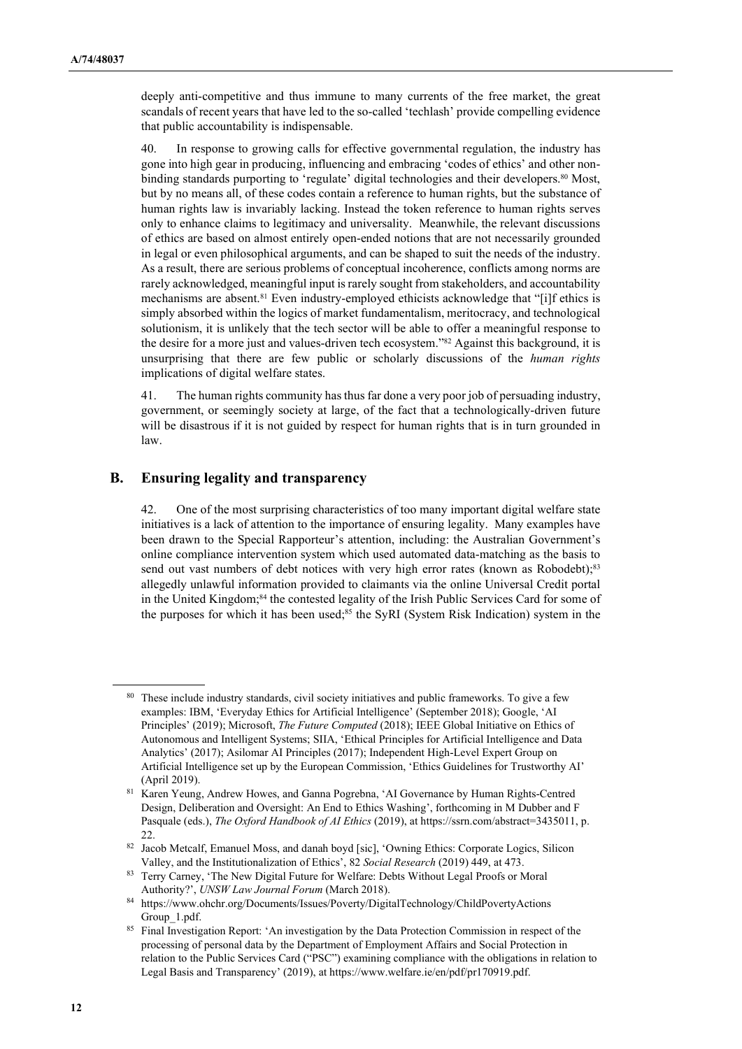deeply anti-competitive and thus immune to many currents of the free market, the great scandals of recent years that have led to the so-called 'techlash' provide compelling evidence that public accountability is indispensable.

40. In response to growing calls for effective governmental regulation, the industry has gone into high gear in producing, influencing and embracing 'codes of ethics' and other non-binding standards purporting to 'regulate' digital technologies and their developers.[80] Most, but by no means all, of these codes contain a reference to human rights, but the substance of human rights law is invariably lacking. Instead the token reference to human rights serves only to enhance claims to legitimacy and universality. Meanwhile, the relevant discussions of ethics are based on almost entirely open-ended notions that are not necessarily grounded in legal or even philosophical arguments, and can be shaped to suit the needs of the industry. As a result, there are serious problems of conceptual incoherence, conflicts among norms are rarely acknowledged, meaningful input is rarely sought from stakeholders, and accountability mechanisms are absent.[81] Even industry-employed ethicists acknowledge that "[i]f ethics is simply absorbed within the logics of market fundamentalism, meritocracy, and technological solutionism, it is unlikely that the tech sector will be able to offer a meaningful response to the desire for a more just and values-driven tech ecosystem."[82] Against this background, it is unsurprising that there are few public or scholarly discussions of the *human rights* implications of digital welfare states.

41. The human rights community has thus far done a very poor job of persuading industry, government, or seemingly society at large, of the fact that a technologically-driven future will be disastrous if it is not guided by respect for human rights that is in turn grounded in law.

## B. Ensuring legality and transparency

42. One of the most surprising characteristics of too many important digital welfare state initiatives is a lack of attention to the importance of ensuring legality. Many examples have been drawn to the Special Rapporteur's attention, including: the Australian Government's online compliance intervention system which used automated data-matching as the basis to send out vast numbers of debt notices with very high error rates (known as Robodebt);[83] allegedly unlawful information provided to claimants via the online Universal Credit portal in the United Kingdom;[84] the contested legality of the Irish Public Services Card for some of the purposes for which it has been used;[85] the SyRI (System Risk Indication) system in the

---

[80] These include industry standards, civil society initiatives and public frameworks. To give a few examples: IBM, 'Everyday Ethics for Artificial Intelligence' (September 2018); Google, 'AI Principles' (2019); Microsoft, *The Future Computed* (2018); IEEE Global Initiative on Ethics of Autonomous and Intelligent Systems; SIIA, 'Ethical Principles for Artificial Intelligence and Data Analytics' (2017); Asilomar AI Principles (2017); Independent High-Level Expert Group on Artificial Intelligence set up by the European Commission, 'Ethics Guidelines for Trustworthy AI' (April 2019).

[81] Karen Yeung, Andrew Howes, and Ganna Pogrebna, 'AI Governance by Human Rights-Centred Design, Deliberation and Oversight: An End to Ethics Washing', forthcoming in M Dubber and F Pasquale (eds.), *The Oxford Handbook of AI Ethics* (2019), at https://ssrn.com/abstract=3435011, p. 22.

[82] Jacob Metcalf, Emanuel Moss, and danah boyd [sic], 'Owning Ethics: Corporate Logics, Silicon Valley, and the Institutionalization of Ethics', 82 *Social Research* (2019) 449, at 473.

[83] Terry Carney, 'The New Digital Future for Welfare: Debts Without Legal Proofs or Moral Authority?', *UNSW Law Journal Forum* (March 2018).

[84] https://www.ohchr.org/Documents/Issues/Poverty/DigitalTechnology/ChildPovertyActionsGroup_1.pdf.

[85] Final Investigation Report: 'An investigation by the Data Protection Commission in respect of the processing of personal data by the Department of Employment Affairs and Social Protection in relation to the Public Services Card ("PSC") examining compliance with the obligations in relation to Legal Basis and Transparency' (2019), at https://www.welfare.ie/en/pdf/pr170919.pdf.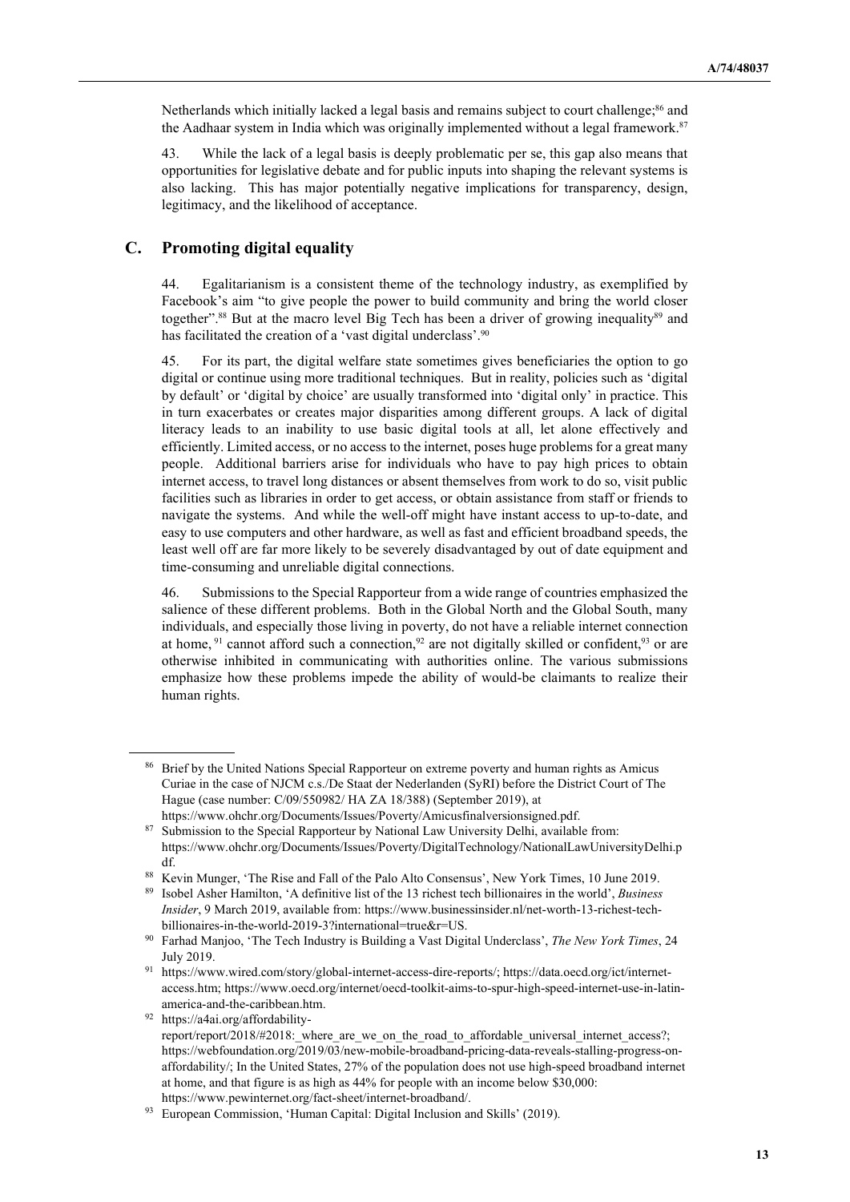Netherlands which initially lacked a legal basis and remains subject to court challenge;[86] and the Aadhaar system in India which was originally implemented without a legal framework.[87]

43. While the lack of a legal basis is deeply problematic per se, this gap also means that opportunities for legislative debate and for public inputs into shaping the relevant systems is also lacking. This has major potentially negative implications for transparency, design, legitimacy, and the likelihood of acceptance.

## C. Promoting digital equality

44. Egalitarianism is a consistent theme of the technology industry, as exemplified by Facebook's aim "to give people the power to build community and bring the world closer together".[88] But at the macro level Big Tech has been a driver of growing inequality[89] and has facilitated the creation of a 'vast digital underclass'.[90]

45. For its part, the digital welfare state sometimes gives beneficiaries the option to go digital or continue using more traditional techniques. But in reality, policies such as 'digital by default' or 'digital by choice' are usually transformed into 'digital only' in practice. This in turn exacerbates or creates major disparities among different groups. A lack of digital literacy leads to an inability to use basic digital tools at all, let alone effectively and efficiently. Limited access, or no access to the internet, poses huge problems for a great many people. Additional barriers arise for individuals who have to pay high prices to obtain internet access, to travel long distances or absent themselves from work to do so, visit public facilities such as libraries in order to get access, or obtain assistance from staff or friends to navigate the systems. And while the well-off might have instant access to up-to-date, and easy to use computers and other hardware, as well as fast and efficient broadband speeds, the least well off are far more likely to be severely disadvantaged by out of date equipment and time-consuming and unreliable digital connections.

46. Submissions to the Special Rapporteur from a wide range of countries emphasized the salience of these different problems. Both in the Global North and the Global South, many individuals, and especially those living in poverty, do not have a reliable internet connection at home,[91] cannot afford such a connection,[92] are not digitally skilled or confident,[93] or are otherwise inhibited in communicating with authorities online. The various submissions emphasize how these problems impede the ability of would-be claimants to realize their human rights.

---

[86] Brief by the United Nations Special Rapporteur on extreme poverty and human rights as Amicus Curiae in the case of NJCM c.s./De Staat der Nederlanden (SyRI) before the District Court of The Hague (case number: C/09/550982/ HA ZA 18/388) (September 2019), at https://www.ohchr.org/Documents/Issues/Poverty/Amicusfinalversionsigned.pdf.

[87] Submission to the Special Rapporteur by National Law University Delhi, available from: https://www.ohchr.org/Documents/Issues/Poverty/DigitalTechnology/NationalLawUniversityDelhi.pdf.

[88] Kevin Munger, 'The Rise and Fall of the Palo Alto Consensus', New York Times, 10 June 2019.

[89] Isobel Asher Hamilton, 'A definitive list of the 13 richest tech billionaires in the world', *Business Insider*, 9 March 2019, available from: https://www.businessinsider.nl/net-worth-13-richest-tech-billionaires-in-the-world-2019-3?international=true&r=US.

[90] Farhad Manjoo, 'The Tech Industry is Building a Vast Digital Underclass', *The New York Times*, 24 July 2019.

[91] https://www.wired.com/story/global-internet-access-dire-reports/; https://data.oecd.org/ict/internet-access.htm; https://www.oecd.org/internet/oecd-toolkit-aims-to-spur-high-speed-internet-use-in-latin-america-and-the-caribbean.htm.

[92] https://a4ai.org/affordability-report/report/2018/#2018:_where_are_we_on_the_road_to_affordable_universal_internet_access?; https://webfoundation.org/2019/03/new-mobile-broadband-pricing-data-reveals-stalling-progress-on-affordability/; In the United States, 27% of the population does not use high-speed broadband internet at home, and that figure is as high as 44% for people with an income below $30,000: https://www.pewinternet.org/fact-sheet/internet-broadband/.

[93] European Commission, 'Human Capital: Digital Inclusion and Skills' (2019).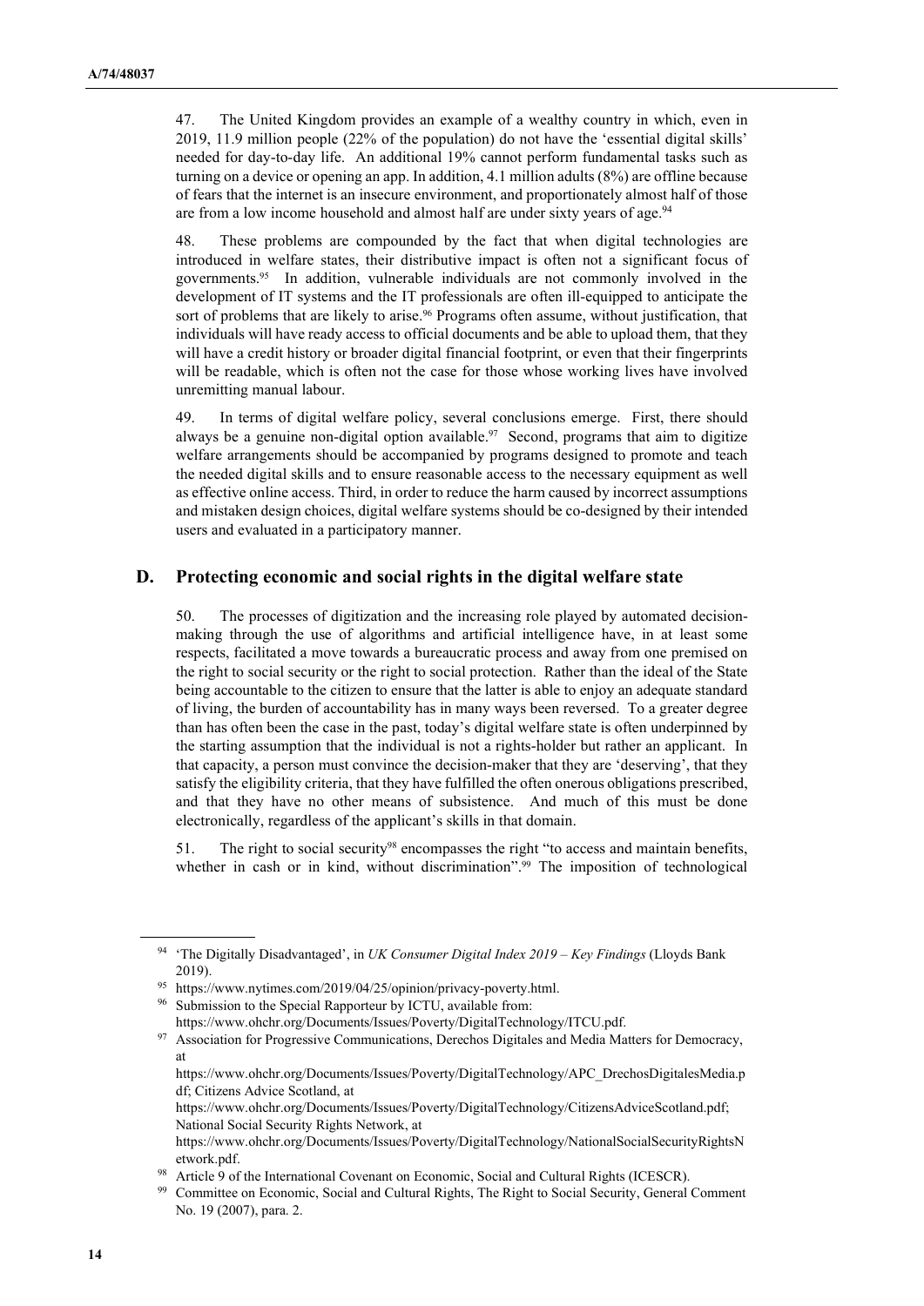47. The United Kingdom provides an example of a wealthy country in which, even in 2019, 11.9 million people (22% of the population) do not have the 'essential digital skills' needed for day-to-day life. An additional 19% cannot perform fundamental tasks such as turning on a device or opening an app. In addition, 4.1 million adults (8%) are offline because of fears that the internet is an insecure environment, and proportionately almost half of those are from a low income household and almost half are under sixty years of age.[94]

48. These problems are compounded by the fact that when digital technologies are introduced in welfare states, their distributive impact is often not a significant focus of governments.[95] In addition, vulnerable individuals are not commonly involved in the development of IT systems and the IT professionals are often ill-equipped to anticipate the sort of problems that are likely to arise.[96] Programs often assume, without justification, that individuals will have ready access to official documents and be able to upload them, that they will have a credit history or broader digital financial footprint, or even that their fingerprints will be readable, which is often not the case for those whose working lives have involved unremitting manual labour.

49. In terms of digital welfare policy, several conclusions emerge. First, there should always be a genuine non-digital option available.[97] Second, programs that aim to digitize welfare arrangements should be accompanied by programs designed to promote and teach the needed digital skills and to ensure reasonable access to the necessary equipment as well as effective online access. Third, in order to reduce the harm caused by incorrect assumptions and mistaken design choices, digital welfare systems should be co-designed by their intended users and evaluated in a participatory manner.

## D. Protecting economic and social rights in the digital welfare state

50. The processes of digitization and the increasing role played by automated decision-making through the use of algorithms and artificial intelligence have, in at least some respects, facilitated a move towards a bureaucratic process and away from one premised on the right to social security or the right to social protection. Rather than the ideal of the State being accountable to the citizen to ensure that the latter is able to enjoy an adequate standard of living, the burden of accountability has in many ways been reversed. To a greater degree than has often been the case in the past, today's digital welfare state is often underpinned by the starting assumption that the individual is not a rights-holder but rather an applicant. In that capacity, a person must convince the decision-maker that they are 'deserving', that they satisfy the eligibility criteria, that they have fulfilled the often onerous obligations prescribed, and that they have no other means of subsistence. And much of this must be done electronically, regardless of the applicant's skills in that domain.

51. The right to social security[98] encompasses the right "to access and maintain benefits, whether in cash or in kind, without discrimination".[99] The imposition of technological

---

[94] 'The Digitally Disadvantaged', in *UK Consumer Digital Index 2019 – Key Findings* (Lloyds Bank 2019).

[95] https://www.nytimes.com/2019/04/25/opinion/privacy-poverty.html.

[96] Submission to the Special Rapporteur by ICTU, available from: https://www.ohchr.org/Documents/Issues/Poverty/DigitalTechnology/ITCU.pdf.

[97] Association for Progressive Communications, Derechos Digitales and Media Matters for Democracy, at https://www.ohchr.org/Documents/Issues/Poverty/DigitalTechnology/APC_DrechosDigitalesMedia.pdf; Citizens Advice Scotland, at https://www.ohchr.org/Documents/Issues/Poverty/DigitalTechnology/CitizensAdviceScotland.pdf; National Social Security Rights Network, at https://www.ohchr.org/Documents/Issues/Poverty/DigitalTechnology/NationalSocialSecurityRightsNetwork.pdf.

[98] Article 9 of the International Covenant on Economic, Social and Cultural Rights (ICESCR).

[99] Committee on Economic, Social and Cultural Rights, The Right to Social Security, General Comment No. 19 (2007), para. 2.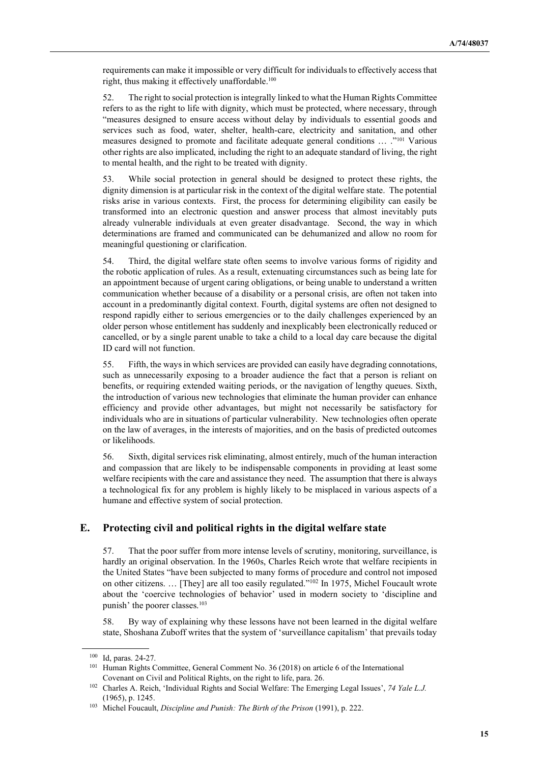requirements can make it impossible or very difficult for individuals to effectively access that right, thus making it effectively unaffordable.[100]

52. The right to social protection is integrally linked to what the Human Rights Committee refers to as the right to life with dignity, which must be protected, where necessary, through "measures designed to ensure access without delay by individuals to essential goods and services such as food, water, shelter, health-care, electricity and sanitation, and other measures designed to promote and facilitate adequate general conditions … ."[101] Various other rights are also implicated, including the right to an adequate standard of living, the right to mental health, and the right to be treated with dignity.

53. While social protection in general should be designed to protect these rights, the dignity dimension is at particular risk in the context of the digital welfare state. The potential risks arise in various contexts. First, the process for determining eligibility can easily be transformed into an electronic question and answer process that almost inevitably puts already vulnerable individuals at even greater disadvantage. Second, the way in which determinations are framed and communicated can be dehumanized and allow no room for meaningful questioning or clarification.

54. Third, the digital welfare state often seems to involve various forms of rigidity and the robotic application of rules. As a result, extenuating circumstances such as being late for an appointment because of urgent caring obligations, or being unable to understand a written communication whether because of a disability or a personal crisis, are often not taken into account in a predominantly digital context. Fourth, digital systems are often not designed to respond rapidly either to serious emergencies or to the daily challenges experienced by an older person whose entitlement has suddenly and inexplicably been electronically reduced or cancelled, or by a single parent unable to take a child to a local day care because the digital ID card will not function.

55. Fifth, the ways in which services are provided can easily have degrading connotations, such as unnecessarily exposing to a broader audience the fact that a person is reliant on benefits, or requiring extended waiting periods, or the navigation of lengthy queues. Sixth, the introduction of various new technologies that eliminate the human provider can enhance efficiency and provide other advantages, but might not necessarily be satisfactory for individuals who are in situations of particular vulnerability. New technologies often operate on the law of averages, in the interests of majorities, and on the basis of predicted outcomes or likelihoods.

56. Sixth, digital services risk eliminating, almost entirely, much of the human interaction and compassion that are likely to be indispensable components in providing at least some welfare recipients with the care and assistance they need. The assumption that there is always a technological fix for any problem is highly likely to be misplaced in various aspects of a humane and effective system of social protection.

## E. Protecting civil and political rights in the digital welfare state

57. That the poor suffer from more intense levels of scrutiny, monitoring, surveillance, is hardly an original observation. In the 1960s, Charles Reich wrote that welfare recipients in the United States "have been subjected to many forms of procedure and control not imposed on other citizens. … [They] are all too easily regulated."[102] In 1975, Michel Foucault wrote about the 'coercive technologies of behavior' used in modern society to 'discipline and punish' the poorer classes.[103]

58. By way of explaining why these lessons have not been learned in the digital welfare state, Shoshana Zuboff writes that the system of 'surveillance capitalism' that prevails today

---

[100] Id, paras. 24-27.

[101] Human Rights Committee, General Comment No. 36 (2018) on article 6 of the International Covenant on Civil and Political Rights, on the right to life, para. 26.

[102] Charles A. Reich, 'Individual Rights and Social Welfare: The Emerging Legal Issues', *74 Yale L.J.* (1965), p. 1245.

[103] Michel Foucault, *Discipline and Punish: The Birth of the Prison* (1991), p. 222.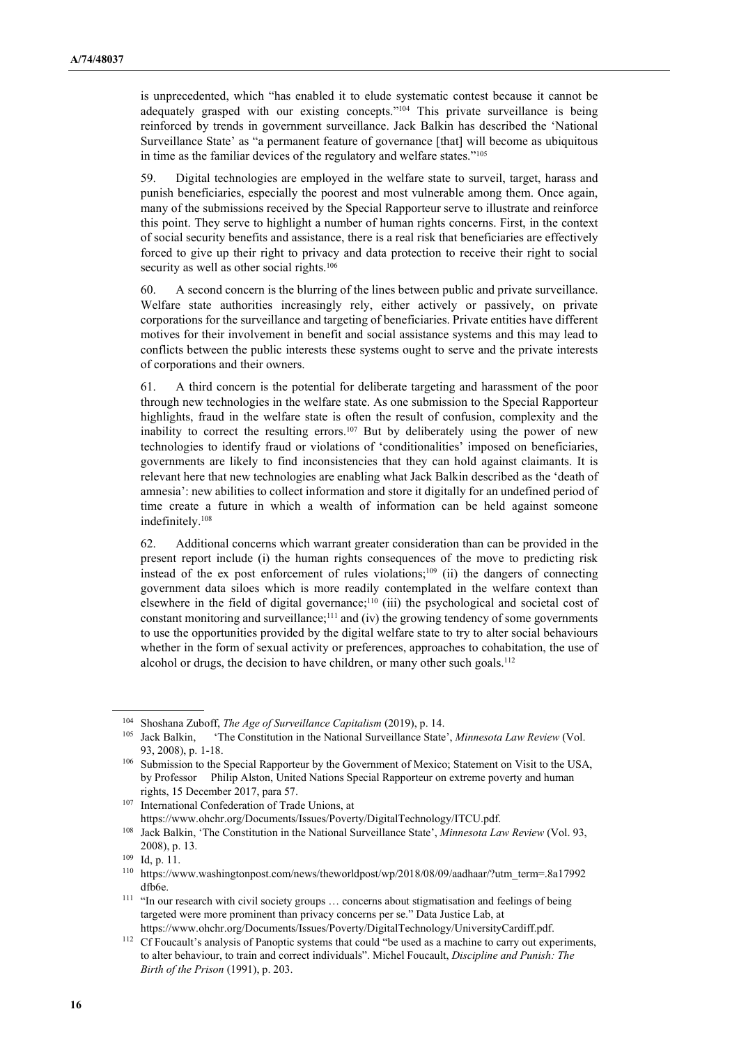is unprecedented, which "has enabled it to elude systematic contest because it cannot be adequately grasped with our existing concepts."[104] This private surveillance is being reinforced by trends in government surveillance. Jack Balkin has described the 'National Surveillance State' as "a permanent feature of governance [that] will become as ubiquitous in time as the familiar devices of the regulatory and welfare states."[105]

59. Digital technologies are employed in the welfare state to surveil, target, harass and punish beneficiaries, especially the poorest and most vulnerable among them. Once again, many of the submissions received by the Special Rapporteur serve to illustrate and reinforce this point. They serve to highlight a number of human rights concerns. First, in the context of social security benefits and assistance, there is a real risk that beneficiaries are effectively forced to give up their right to privacy and data protection to receive their right to social security as well as other social rights.[106]

60. A second concern is the blurring of the lines between public and private surveillance. Welfare state authorities increasingly rely, either actively or passively, on private corporations for the surveillance and targeting of beneficiaries. Private entities have different motives for their involvement in benefit and social assistance systems and this may lead to conflicts between the public interests these systems ought to serve and the private interests of corporations and their owners.

61. A third concern is the potential for deliberate targeting and harassment of the poor through new technologies in the welfare state. As one submission to the Special Rapporteur highlights, fraud in the welfare state is often the result of confusion, complexity and the inability to correct the resulting errors.[107] But by deliberately using the power of new technologies to identify fraud or violations of 'conditionalities' imposed on beneficiaries, governments are likely to find inconsistencies that they can hold against claimants. It is relevant here that new technologies are enabling what Jack Balkin described as the 'death of amnesia': new abilities to collect information and store it digitally for an undefined period of time create a future in which a wealth of information can be held against someone indefinitely.[108]

62. Additional concerns which warrant greater consideration than can be provided in the present report include (i) the human rights consequences of the move to predicting risk instead of the ex post enforcement of rules violations;[109] (ii) the dangers of connecting government data siloes which is more readily contemplated in the welfare context than elsewhere in the field of digital governance;[110] (iii) the psychological and societal cost of constant monitoring and surveillance;[111] and (iv) the growing tendency of some governments to use the opportunities provided by the digital welfare state to try to alter social behaviours whether in the form of sexual activity or preferences, approaches to cohabitation, the use of alcohol or drugs, the decision to have children, or many other such goals.[112]

---

[104] Shoshana Zuboff, *The Age of Surveillance Capitalism* (2019), p. 14.

[105] Jack Balkin, 'The Constitution in the National Surveillance State', *Minnesota Law Review* (Vol. 93, 2008), p. 1-18.

[106] Submission to the Special Rapporteur by the Government of Mexico; Statement on Visit to the USA, by Professor Philip Alston, United Nations Special Rapporteur on extreme poverty and human rights, 15 December 2017, para 57.

[107] International Confederation of Trade Unions, at https://www.ohchr.org/Documents/Issues/Poverty/DigitalTechnology/ITCU.pdf.

[108] Jack Balkin, 'The Constitution in the National Surveillance State', *Minnesota Law Review* (Vol. 93, 2008), p. 13.

[109] Id, p. 11.

[110] https://www.washingtonpost.com/news/theworldpost/wp/2018/08/09/aadhaar/?utm_term=.8a17992dfb6e.

[111] "In our research with civil society groups … concerns about stigmatisation and feelings of being targeted were more prominent than privacy concerns per se." Data Justice Lab, at https://www.ohchr.org/Documents/Issues/Poverty/DigitalTechnology/UniversityCardiff.pdf.

[112] Cf Foucault's analysis of Panoptic systems that could "be used as a machine to carry out experiments, to alter behaviour, to train and correct individuals". Michel Foucault, *Discipline and Punish: The Birth of the Prison* (1991), p. 203.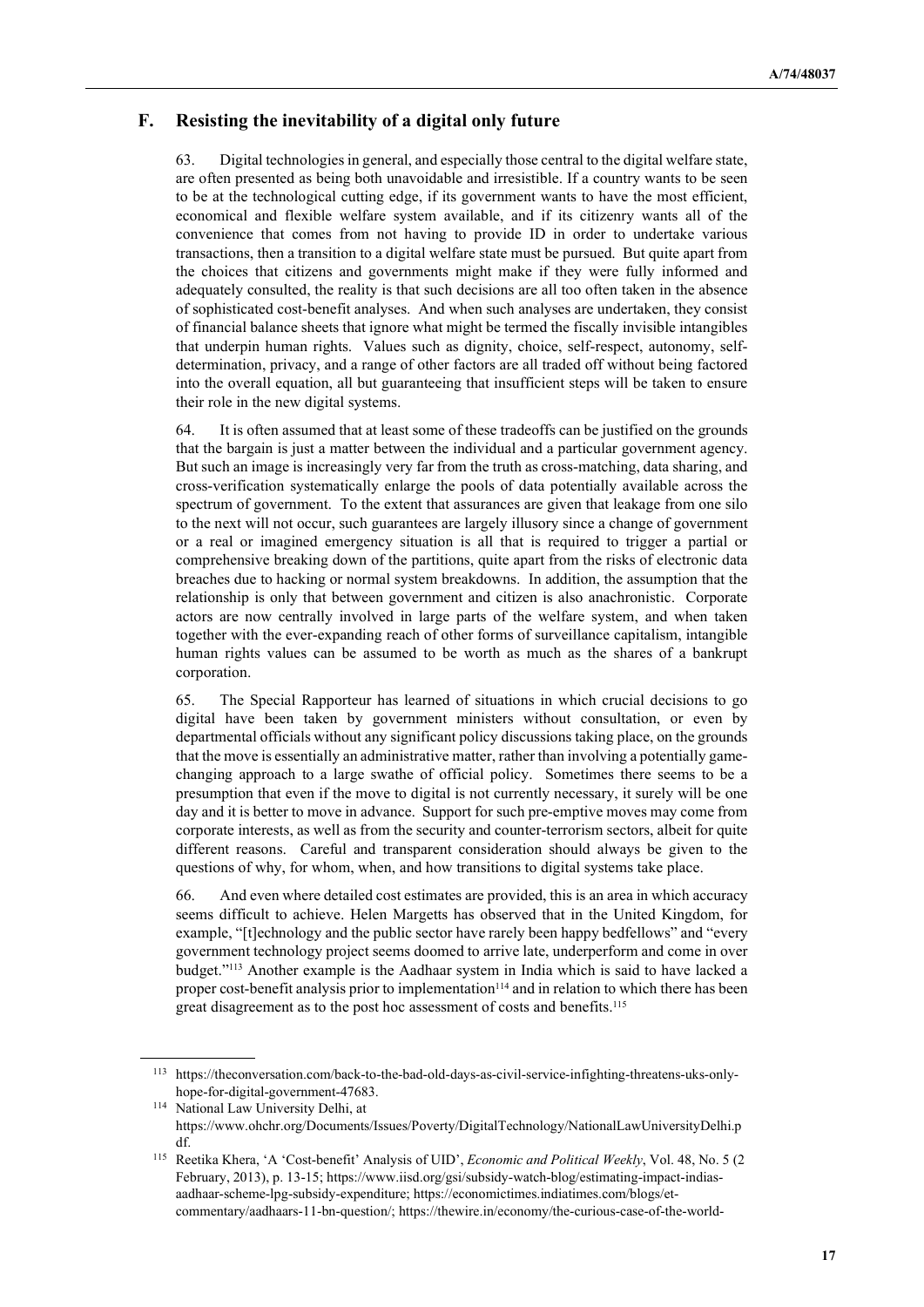## F. Resisting the inevitability of a digital only future

63. Digital technologies in general, and especially those central to the digital welfare state, are often presented as being both unavoidable and irresistible. If a country wants to be seen to be at the technological cutting edge, if its government wants to have the most efficient, economical and flexible welfare system available, and if its citizenry wants all of the convenience that comes from not having to provide ID in order to undertake various transactions, then a transition to a digital welfare state must be pursued. But quite apart from the choices that citizens and governments might make if they were fully informed and adequately consulted, the reality is that such decisions are all too often taken in the absence of sophisticated cost-benefit analyses. And when such analyses are undertaken, they consist of financial balance sheets that ignore what might be termed the fiscally invisible intangibles that underpin human rights. Values such as dignity, choice, self-respect, autonomy, self-determination, privacy, and a range of other factors are all traded off without being factored into the overall equation, all but guaranteeing that insufficient steps will be taken to ensure their role in the new digital systems.

64. It is often assumed that at least some of these tradeoffs can be justified on the grounds that the bargain is just a matter between the individual and a particular government agency. But such an image is increasingly very far from the truth as cross-matching, data sharing, and cross-verification systematically enlarge the pools of data potentially available across the spectrum of government. To the extent that assurances are given that leakage from one silo to the next will not occur, such guarantees are largely illusory since a change of government or a real or imagined emergency situation is all that is required to trigger a partial or comprehensive breaking down of the partitions, quite apart from the risks of electronic data breaches due to hacking or normal system breakdowns. In addition, the assumption that the relationship is only that between government and citizen is also anachronistic. Corporate actors are now centrally involved in large parts of the welfare system, and when taken together with the ever-expanding reach of other forms of surveillance capitalism, intangible human rights values can be assumed to be worth as much as the shares of a bankrupt corporation.

65. The Special Rapporteur has learned of situations in which crucial decisions to go digital have been taken by government ministers without consultation, or even by departmental officials without any significant policy discussions taking place, on the grounds that the move is essentially an administrative matter, rather than involving a potentially game-changing approach to a large swathe of official policy. Sometimes there seems to be a presumption that even if the move to digital is not currently necessary, it surely will be one day and it is better to move in advance. Support for such pre-emptive moves may come from corporate interests, as well as from the security and counter-terrorism sectors, albeit for quite different reasons. Careful and transparent consideration should always be given to the questions of why, for whom, when, and how transitions to digital systems take place.

66. And even where detailed cost estimates are provided, this is an area in which accuracy seems difficult to achieve. Helen Margetts has observed that in the United Kingdom, for example, "[t]echnology and the public sector have rarely been happy bedfellows" and "every government technology project seems doomed to arrive late, underperform and come in over budget."[113] Another example is the Aadhaar system in India which is said to have lacked a proper cost-benefit analysis prior to implementation[114] and in relation to which there has been great disagreement as to the post hoc assessment of costs and benefits.[115]

---

[113] https://theconversation.com/back-to-the-bad-old-days-as-civil-service-infighting-threatens-uks-only-hope-for-digital-government-47683.

[114] National Law University Delhi, at https://www.ohchr.org/Documents/Issues/Poverty/DigitalTechnology/NationalLawUniversityDelhi.pdf.

[115] Reetika Khera, 'A 'Cost-benefit' Analysis of UID', *Economic and Political Weekly*, Vol. 48, No. 5 (2 February, 2013), p. 13-15; https://www.iisd.org/gsi/subsidy-watch-blog/estimating-impact-indias-aadhaar-scheme-lpg-subsidy-expenditure; https://economictimes.indiatimes.com/blogs/et-commentary/aadhaars-11-bn-question/; https://thewire.in/economy/the-curious-case-of-the-world-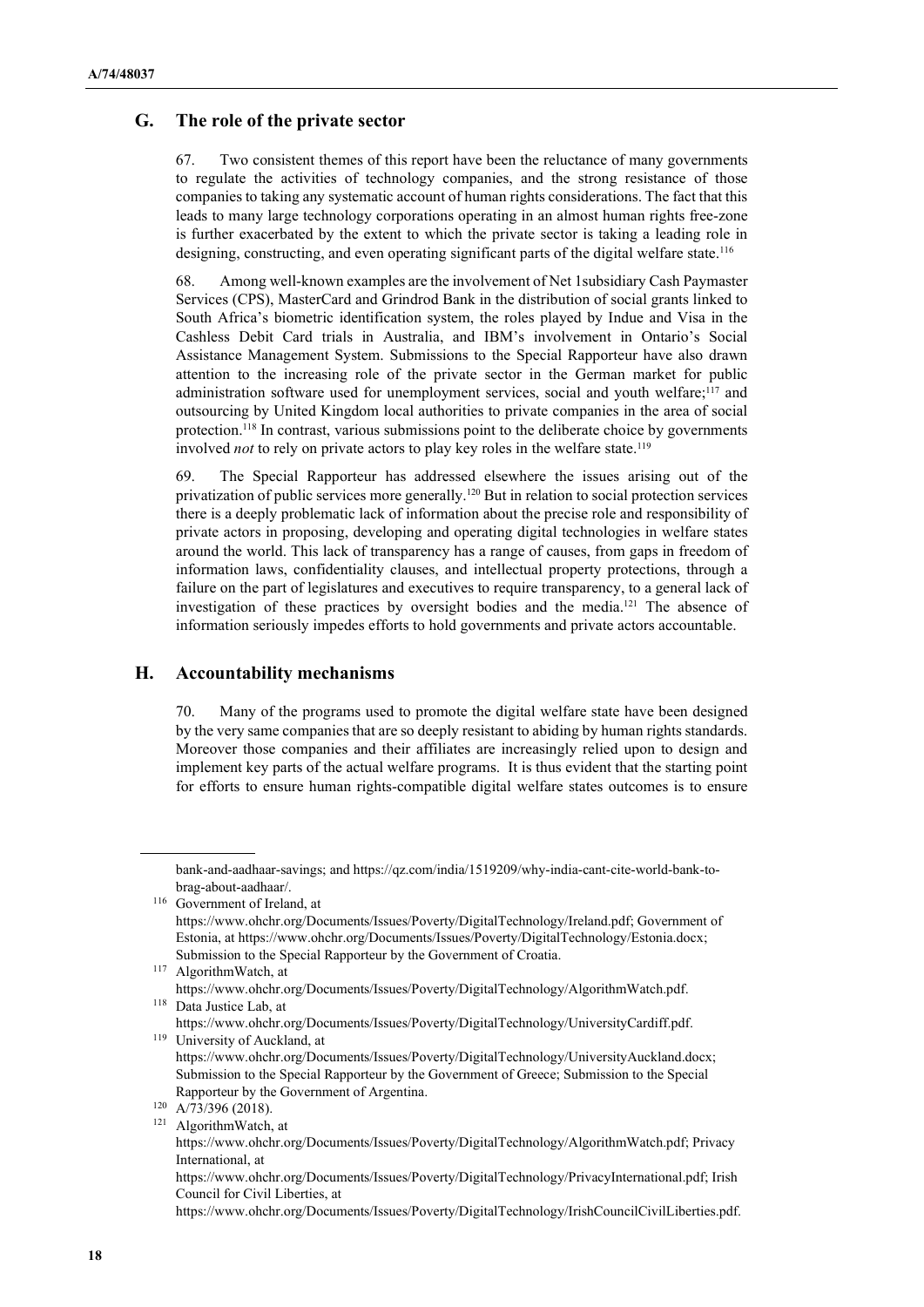## G. The role of the private sector

67. Two consistent themes of this report have been the reluctance of many governments to regulate the activities of technology companies, and the strong resistance of those companies to taking any systematic account of human rights considerations. The fact that this leads to many large technology corporations operating in an almost human rights free-zone is further exacerbated by the extent to which the private sector is taking a leading role in designing, constructing, and even operating significant parts of the digital welfare state.[116]

68. Among well-known examples are the involvement of Net 1subsidiary Cash Paymaster Services (CPS), MasterCard and Grindrod Bank in the distribution of social grants linked to South Africa's biometric identification system, the roles played by Indue and Visa in the Cashless Debit Card trials in Australia, and IBM's involvement in Ontario's Social Assistance Management System. Submissions to the Special Rapporteur have also drawn attention to the increasing role of the private sector in the German market for public administration software used for unemployment services, social and youth welfare;[117] and outsourcing by United Kingdom local authorities to private companies in the area of social protection.[118] In contrast, various submissions point to the deliberate choice by governments involved *not* to rely on private actors to play key roles in the welfare state.[119]

69. The Special Rapporteur has addressed elsewhere the issues arising out of the privatization of public services more generally.[120] But in relation to social protection services there is a deeply problematic lack of information about the precise role and responsibility of private actors in proposing, developing and operating digital technologies in welfare states around the world. This lack of transparency has a range of causes, from gaps in freedom of information laws, confidentiality clauses, and intellectual property protections, through a failure on the part of legislatures and executives to require transparency, to a general lack of investigation of these practices by oversight bodies and the media.[121] The absence of information seriously impedes efforts to hold governments and private actors accountable.

## H. Accountability mechanisms

70. Many of the programs used to promote the digital welfare state have been designed by the very same companies that are so deeply resistant to abiding by human rights standards. Moreover those companies and their affiliates are increasingly relied upon to design and implement key parts of the actual welfare programs. It is thus evident that the starting point for efforts to ensure human rights-compatible digital welfare states outcomes is to ensure

---

bank-and-aadhaar-savings; and https://qz.com/india/1519209/why-india-cant-cite-world-bank-to-brag-about-aadhaar/.

[116] Government of Ireland, at https://www.ohchr.org/Documents/Issues/Poverty/DigitalTechnology/Ireland.pdf; Government of Estonia, at https://www.ohchr.org/Documents/Issues/Poverty/DigitalTechnology/Estonia.docx; Submission to the Special Rapporteur by the Government of Croatia.

[117] AlgorithmWatch, at https://www.ohchr.org/Documents/Issues/Poverty/DigitalTechnology/AlgorithmWatch.pdf.

[118] Data Justice Lab, at https://www.ohchr.org/Documents/Issues/Poverty/DigitalTechnology/UniversityCardiff.pdf.

[119] University of Auckland, at https://www.ohchr.org/Documents/Issues/Poverty/DigitalTechnology/UniversityAuckland.docx; Submission to the Special Rapporteur by the Government of Greece; Submission to the Special Rapporteur by the Government of Argentina.

[120] A/73/396 (2018).

[121] AlgorithmWatch, at https://www.ohchr.org/Documents/Issues/Poverty/DigitalTechnology/AlgorithmWatch.pdf; Privacy International, at https://www.ohchr.org/Documents/Issues/Poverty/DigitalTechnology/PrivacyInternational.pdf; Irish Council for Civil Liberties, at https://www.ohchr.org/Documents/Issues/Poverty/DigitalTechnology/IrishCouncilCivilLiberties.pdf.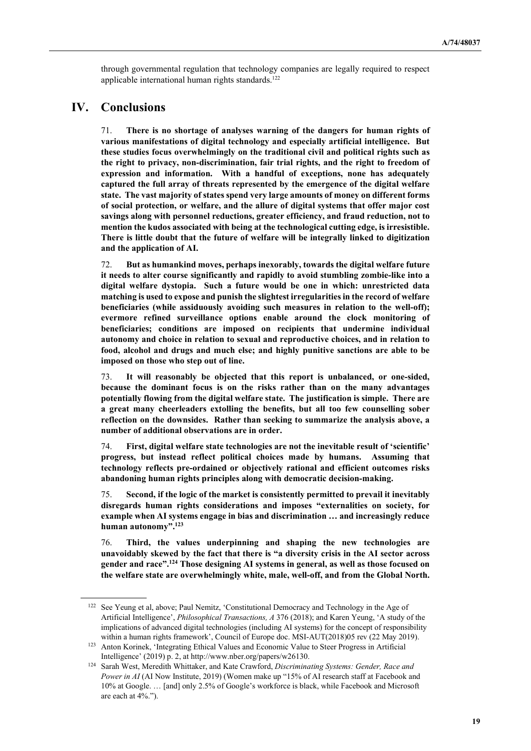through governmental regulation that technology companies are legally required to respect applicable international human rights standards.[122]

## IV. Conclusions

71. **There is no shortage of analyses warning of the dangers for human rights of various manifestations of digital technology and especially artificial intelligence. But these studies focus overwhelmingly on the traditional civil and political rights such as the right to privacy, non-discrimination, fair trial rights, and the right to freedom of expression and information. With a handful of exceptions, none has adequately captured the full array of threats represented by the emergence of the digital welfare state. The vast majority of states spend very large amounts of money on different forms of social protection, or welfare, and the allure of digital systems that offer major cost savings along with personnel reductions, greater efficiency, and fraud reduction, not to mention the kudos associated with being at the technological cutting edge, is irresistible. There is little doubt that the future of welfare will be integrally linked to digitization and the application of AI.**

72. **But as humankind moves, perhaps inexorably, towards the digital welfare future it needs to alter course significantly and rapidly to avoid stumbling zombie-like into a digital welfare dystopia. Such a future would be one in which: unrestricted data matching is used to expose and punish the slightest irregularities in the record of welfare beneficiaries (while assiduously avoiding such measures in relation to the well-off); evermore refined surveillance options enable around the clock monitoring of beneficiaries; conditions are imposed on recipients that undermine individual autonomy and choice in relation to sexual and reproductive choices, and in relation to food, alcohol and drugs and much else; and highly punitive sanctions are able to be imposed on those who step out of line.**

73. **It will reasonably be objected that this report is unbalanced, or one-sided, because the dominant focus is on the risks rather than on the many advantages potentially flowing from the digital welfare state. The justification is simple. There are a great many cheerleaders extolling the benefits, but all too few counselling sober reflection on the downsides. Rather than seeking to summarize the analysis above, a number of additional observations are in order.**

74. **First, digital welfare state technologies are not the inevitable result of 'scientific' progress, but instead reflect political choices made by humans. Assuming that technology reflects pre-ordained or objectively rational and efficient outcomes risks abandoning human rights principles along with democratic decision-making.**

75. **Second, if the logic of the market is consistently permitted to prevail it inevitably disregards human rights considerations and imposes "externalities on society, for example when AI systems engage in bias and discrimination … and increasingly reduce human autonomy".[123]**

76. **Third, the values underpinning and shaping the new technologies are unavoidably skewed by the fact that there is "a diversity crisis in the AI sector across gender and race".[124] Those designing AI systems in general, as well as those focused on the welfare state are overwhelmingly white, male, well-off, and from the Global North.**

---

[122] See Yeung et al, above; Paul Nemitz, 'Constitutional Democracy and Technology in the Age of Artificial Intelligence', *Philosophical Transactions, A* 376 (2018); and Karen Yeung, 'A study of the implications of advanced digital technologies (including AI systems) for the concept of responsibility within a human rights framework', Council of Europe doc. MSI-AUT(2018)05 rev (22 May 2019).

[123] Anton Korinek, 'Integrating Ethical Values and Economic Value to Steer Progress in Artificial Intelligence' (2019) p. 2, at http://www.nber.org/papers/w26130.

[124] Sarah West, Meredith Whittaker, and Kate Crawford, *Discriminating Systems: Gender, Race and Power in AI* (AI Now Institute, 2019) (Women make up "15% of AI research staff at Facebook and 10% at Google. … [and] only 2.5% of Google's workforce is black, while Facebook and Microsoft are each at 4%.").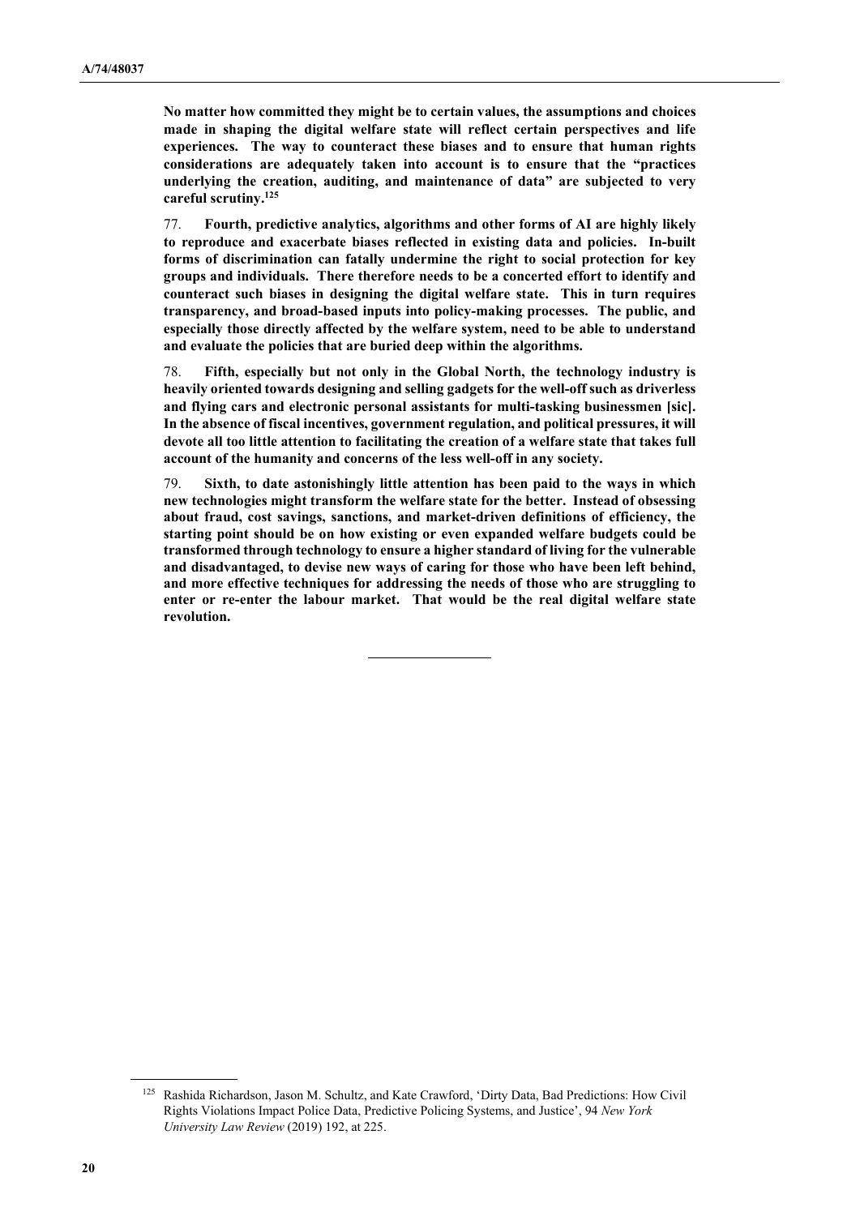**No matter how committed they might be to certain values, the assumptions and choices made in shaping the digital welfare state will reflect certain perspectives and life experiences. The way to counteract these biases and to ensure that human rights considerations are adequately taken into account is to ensure that the "practices underlying the creation, auditing, and maintenance of data" are subjected to very careful scrutiny.**[125]

77. **Fourth, predictive analytics, algorithms and other forms of AI are highly likely to reproduce and exacerbate biases reflected in existing data and policies. In-built forms of discrimination can fatally undermine the right to social protection for key groups and individuals. There therefore needs to be a concerted effort to identify and counteract such biases in designing the digital welfare state. This in turn requires transparency, and broad-based inputs into policy-making processes. The public, and especially those directly affected by the welfare system, need to be able to understand and evaluate the policies that are buried deep within the algorithms.**

78. **Fifth, especially but not only in the Global North, the technology industry is heavily oriented towards designing and selling gadgets for the well-off such as driverless and flying cars and electronic personal assistants for multi-tasking businessmen [sic]. In the absence of fiscal incentives, government regulation, and political pressures, it will devote all too little attention to facilitating the creation of a welfare state that takes full account of the humanity and concerns of the less well-off in any society.**

79. **Sixth, to date astonishingly little attention has been paid to the ways in which new technologies might transform the welfare state for the better. Instead of obsessing about fraud, cost savings, sanctions, and market-driven definitions of efficiency, the starting point should be on how existing or even expanded welfare budgets could be transformed through technology to ensure a higher standard of living for the vulnerable and disadvantaged, to devise new ways of caring for those who have been left behind, and more effective techniques for addressing the needs of those who are struggling to enter or re-enter the labour market. That would be the real digital welfare state revolution.**

---

[125] Rashida Richardson, Jason M. Schultz, and Kate Crawford, 'Dirty Data, Bad Predictions: How Civil Rights Violations Impact Police Data, Predictive Policing Systems, and Justice', 94 *New York University Law Review* (2019) 192, at 225.